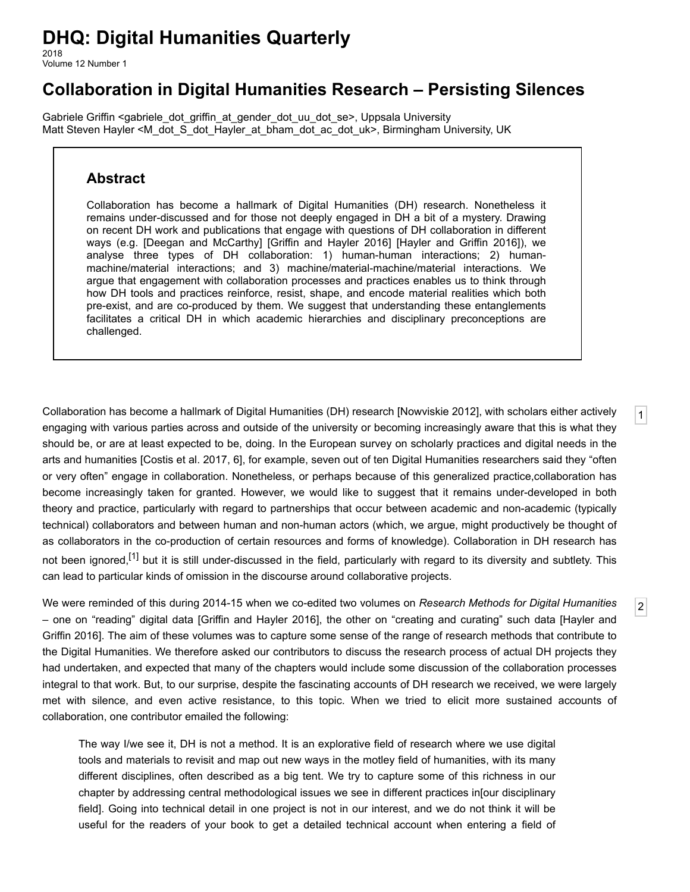# DHQ: Digital Humanities Quarterly

2018
Volume 12 Number 1

## Collaboration in Digital Humanities Research – Persisting Silences

Gabriele Griffin <gabriele_dot_griffin_at_gender_dot_uu_dot_se>, Uppsala University
Matt Steven Hayler <M_dot_S_dot_Hayler_at_bham_dot_ac_dot_uk>, Birmingham University, UK

### Abstract

Collaboration has become a hallmark of Digital Humanities (DH) research. Nonetheless it remains under-discussed and for those not deeply engaged in DH a bit of a mystery. Drawing on recent DH work and publications that engage with questions of DH collaboration in different ways (e.g. [Deegan and McCarthy] [Griffin and Hayler 2016] [Hayler and Griffin 2016]), we analyse three types of DH collaboration: 1) human-human interactions; 2) human-machine/material interactions; and 3) machine/material-machine/material interactions. We argue that engagement with collaboration processes and practices enables us to think through how DH tools and practices reinforce, resist, shape, and encode material realities which both pre-exist, and are co-produced by them. We suggest that understanding these entanglements facilitates a critical DH in which academic hierarchies and disciplinary preconceptions are challenged.

[1] Collaboration has become a hallmark of Digital Humanities (DH) research [Nowviskie 2012], with scholars either actively engaging with various parties across and outside of the university or becoming increasingly aware that this is what they should be, or are at least expected to be, doing. In the European survey on scholarly practices and digital needs in the arts and humanities [Costis et al. 2017, 6], for example, seven out of ten Digital Humanities researchers said they "often or very often" engage in collaboration. Nonetheless, or perhaps because of this generalized practice,collaboration has become increasingly taken for granted. However, we would like to suggest that it remains under-developed in both theory and practice, particularly with regard to partnerships that occur between academic and non-academic (typically technical) collaborators and between human and non-human actors (which, we argue, might productively be thought of as collaborators in the co-production of certain resources and forms of knowledge). Collaboration in DH research has not been ignored,[1] but it is still under-discussed in the field, particularly with regard to its diversity and subtlety. This can lead to particular kinds of omission in the discourse around collaborative projects.

[2] We were reminded of this during 2014-15 when we co-edited two volumes on *Research Methods for Digital Humanities* – one on "reading" digital data [Griffin and Hayler 2016], the other on "creating and curating" such data [Hayler and Griffin 2016]. The aim of these volumes was to capture some sense of the range of research methods that contribute to the Digital Humanities. We therefore asked our contributors to discuss the research process of actual DH projects they had undertaken, and expected that many of the chapters would include some discussion of the collaboration processes integral to that work. But, to our surprise, despite the fascinating accounts of DH research we received, we were largely met with silence, and even active resistance, to this topic. When we tried to elicit more sustained accounts of collaboration, one contributor emailed the following:

> The way I/we see it, DH is not a method. It is an explorative field of research where we use digital tools and materials to revisit and map out new ways in the motley field of humanities, with its many different disciplines, often described as a big tent. We try to capture some of this richness in our chapter by addressing central methodological issues we see in different practices in[our disciplinary field]. Going into technical detail in one project is not in our interest, and we do not think it will be useful for the readers of your book to get a detailed technical account when entering a field of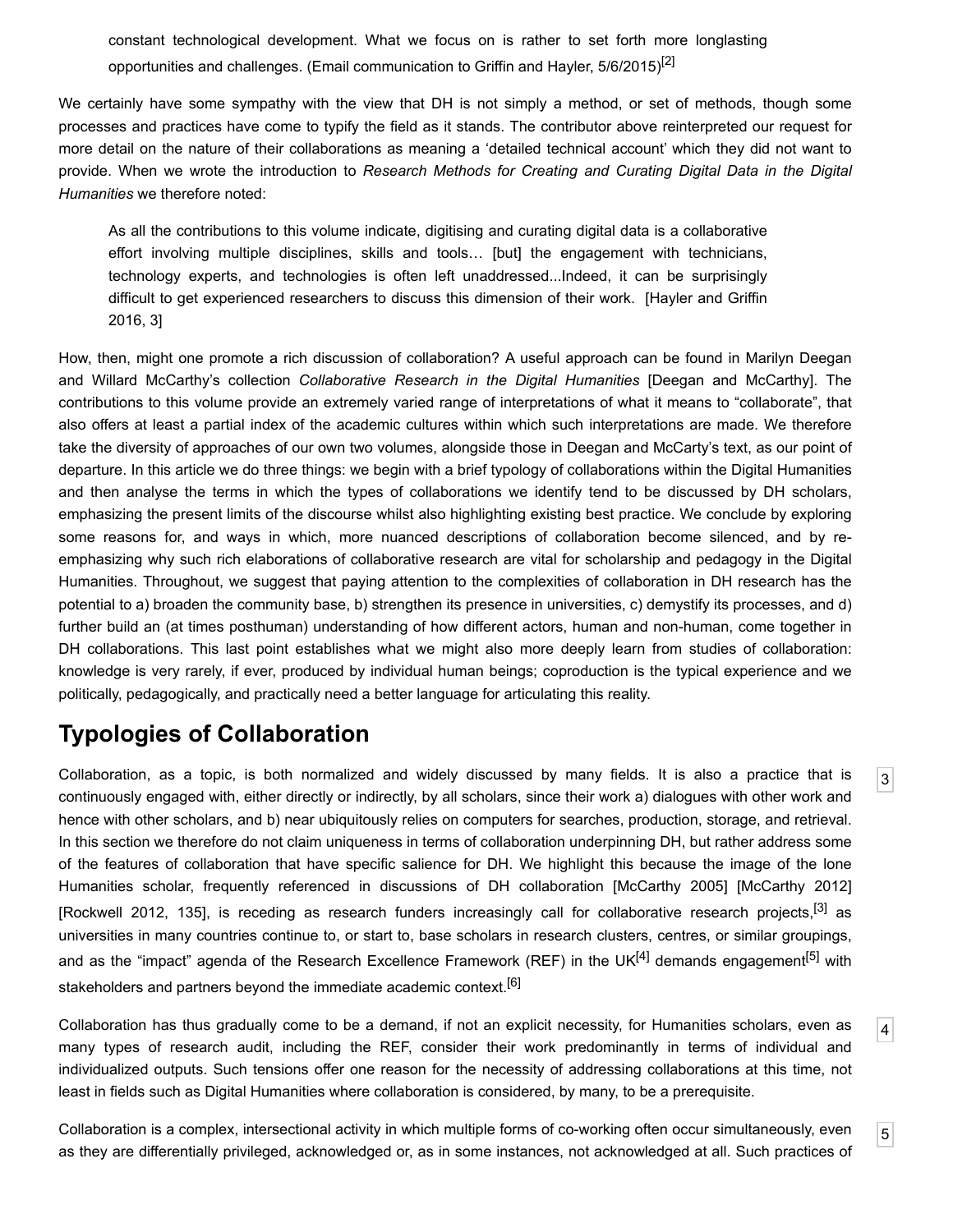> constant technological development. What we focus on is rather to set forth more longlasting opportunities and challenges. (Email communication to Griffin and Hayler, 5/6/2015)[2]

We certainly have some sympathy with the view that DH is not simply a method, or set of methods, though some processes and practices have come to typify the field as it stands. The contributor above reinterpreted our request for more detail on the nature of their collaborations as meaning a ‘detailed technical account’ which they did not want to provide. When we wrote the introduction to *Research Methods for Creating and Curating Digital Data in the Digital Humanities* we therefore noted:

> As all the contributions to this volume indicate, digitising and curating digital data is a collaborative effort involving multiple disciplines, skills and tools… [but] the engagement with technicians, technology experts, and technologies is often left unaddressed...Indeed, it can be surprisingly difficult to get experienced researchers to discuss this dimension of their work. [Hayler and Griffin 2016, 3]

How, then, might one promote a rich discussion of collaboration? A useful approach can be found in Marilyn Deegan and Willard McCarthy’s collection *Collaborative Research in the Digital Humanities* [Deegan and McCarthy]. The contributions to this volume provide an extremely varied range of interpretations of what it means to “collaborate”, that also offers at least a partial index of the academic cultures within which such interpretations are made. We therefore take the diversity of approaches of our own two volumes, alongside those in Deegan and McCarty’s text, as our point of departure. In this article we do three things: we begin with a brief typology of collaborations within the Digital Humanities and then analyse the terms in which the types of collaborations we identify tend to be discussed by DH scholars, emphasizing the present limits of the discourse whilst also highlighting existing best practice. We conclude by exploring some reasons for, and ways in which, more nuanced descriptions of collaboration become silenced, and by re-emphasizing why such rich elaborations of collaborative research are vital for scholarship and pedagogy in the Digital Humanities. Throughout, we suggest that paying attention to the complexities of collaboration in DH research has the potential to a) broaden the community base, b) strengthen its presence in universities, c) demystify its processes, and d) further build an (at times posthuman) understanding of how different actors, human and non-human, come together in DH collaborations. This last point establishes what we might also more deeply learn from studies of collaboration: knowledge is very rarely, if ever, produced by individual human beings; coproduction is the typical experience and we politically, pedagogically, and practically need a better language for articulating this reality.

## Typologies of Collaboration

[3] Collaboration, as a topic, is both normalized and widely discussed by many fields. It is also a practice that is continuously engaged with, either directly or indirectly, by all scholars, since their work a) dialogues with other work and hence with other scholars, and b) near ubiquitously relies on computers for searches, production, storage, and retrieval. In this section we therefore do not claim uniqueness in terms of collaboration underpinning DH, but rather address some of the features of collaboration that have specific salience for DH. We highlight this because the image of the lone Humanities scholar, frequently referenced in discussions of DH collaboration [McCarthy 2005] [McCarthy 2012] [Rockwell 2012, 135], is receding as research funders increasingly call for collaborative research projects,[3] as universities in many countries continue to, or start to, base scholars in research clusters, centres, or similar groupings, and as the “impact” agenda of the Research Excellence Framework (REF) in the UK[4] demands engagement[5] with stakeholders and partners beyond the immediate academic context.[6]

[4] Collaboration has thus gradually come to be a demand, if not an explicit necessity, for Humanities scholars, even as many types of research audit, including the REF, consider their work predominantly in terms of individual and individualized outputs. Such tensions offer one reason for the necessity of addressing collaborations at this time, not least in fields such as Digital Humanities where collaboration is considered, by many, to be a prerequisite.

[5] Collaboration is a complex, intersectional activity in which multiple forms of co-working often occur simultaneously, even as they are differentially privileged, acknowledged or, as in some instances, not acknowledged at all. Such practices of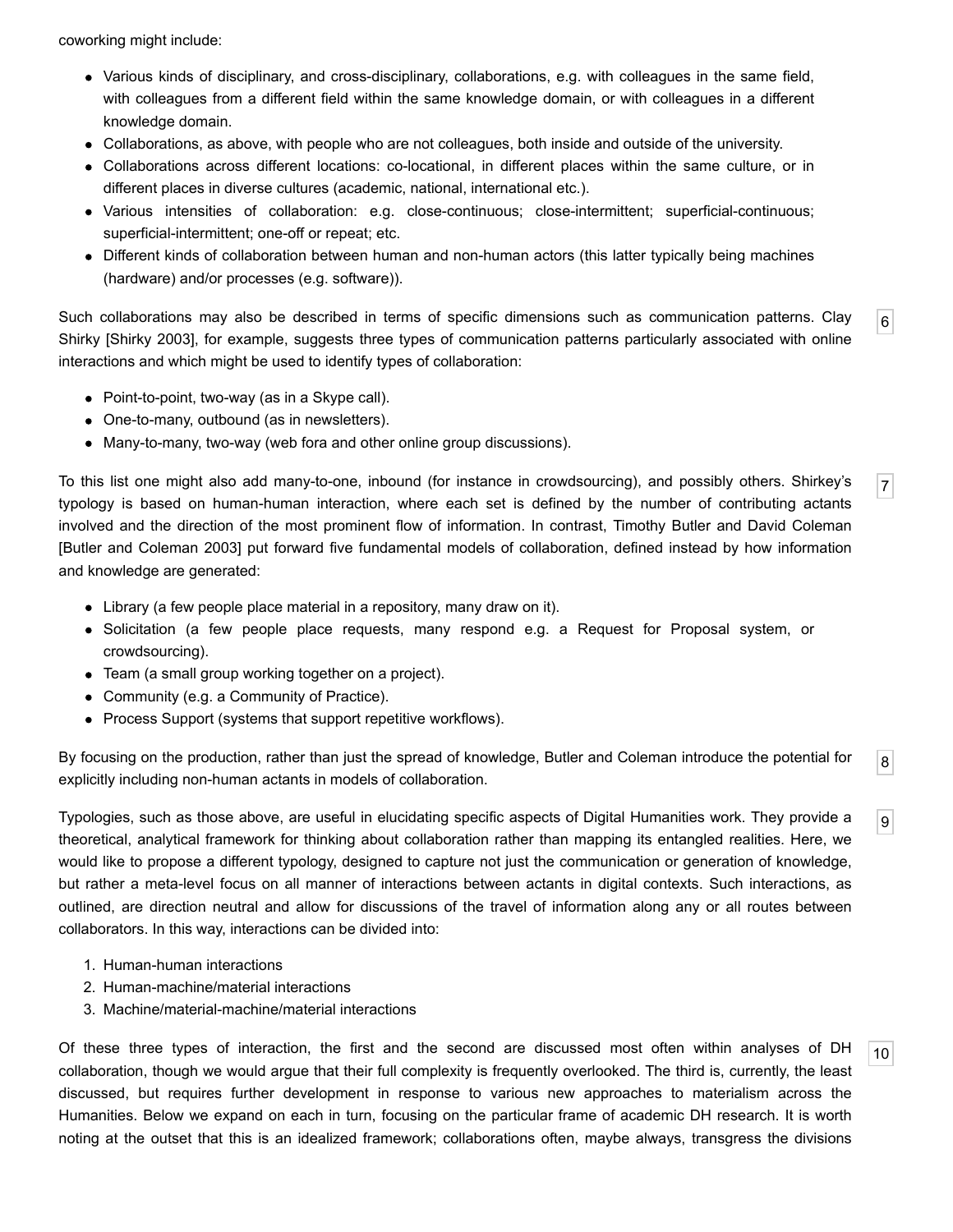coworking might include:

- Various kinds of disciplinary, and cross-disciplinary, collaborations, e.g. with colleagues in the same field, with colleagues from a different field within the same knowledge domain, or with colleagues in a different knowledge domain.
- Collaborations, as above, with people who are not colleagues, both inside and outside of the university.
- Collaborations across different locations: co-locational, in different places within the same culture, or in different places in diverse cultures (academic, national, international etc.).
- Various intensities of collaboration: e.g. close-continuous; close-intermittent; superficial-continuous; superficial-intermittent; one-off or repeat; etc.
- Different kinds of collaboration between human and non-human actors (this latter typically being machines (hardware) and/or processes (e.g. software)).

Such collaborations may also be described in terms of specific dimensions such as communication patterns. Clay Shirky [Shirky 2003], for example, suggests three types of communication patterns particularly associated with online interactions and which might be used to identify types of collaboration:

- Point-to-point, two-way (as in a Skype call).
- One-to-many, outbound (as in newsletters).
- Many-to-many, two-way (web fora and other online group discussions).

To this list one might also add many-to-one, inbound (for instance in crowdsourcing), and possibly others. Shirkey's typology is based on human-human interaction, where each set is defined by the number of contributing actants involved and the direction of the most prominent flow of information. In contrast, Timothy Butler and David Coleman [Butler and Coleman 2003] put forward five fundamental models of collaboration, defined instead by how information and knowledge are generated:

- Library (a few people place material in a repository, many draw on it).
- Solicitation (a few people place requests, many respond e.g. a Request for Proposal system, or crowdsourcing).
- Team (a small group working together on a project).
- Community (e.g. a Community of Practice).
- Process Support (systems that support repetitive workflows).

By focusing on the production, rather than just the spread of knowledge, Butler and Coleman introduce the potential for explicitly including non-human actants in models of collaboration.

Typologies, such as those above, are useful in elucidating specific aspects of Digital Humanities work. They provide a theoretical, analytical framework for thinking about collaboration rather than mapping its entangled realities. Here, we would like to propose a different typology, designed to capture not just the communication or generation of knowledge, but rather a meta-level focus on all manner of interactions between actants in digital contexts. Such interactions, as outlined, are direction neutral and allow for discussions of the travel of information along any or all routes between collaborators. In this way, interactions can be divided into:

1. Human-human interactions
2. Human-machine/material interactions
3. Machine/material-machine/material interactions

Of these three types of interaction, the first and the second are discussed most often within analyses of DH collaboration, though we would argue that their full complexity is frequently overlooked. The third is, currently, the least discussed, but requires further development in response to various new approaches to materialism across the Humanities. Below we expand on each in turn, focusing on the particular frame of academic DH research. It is worth noting at the outset that this is an idealized framework; collaborations often, maybe always, transgress the divisions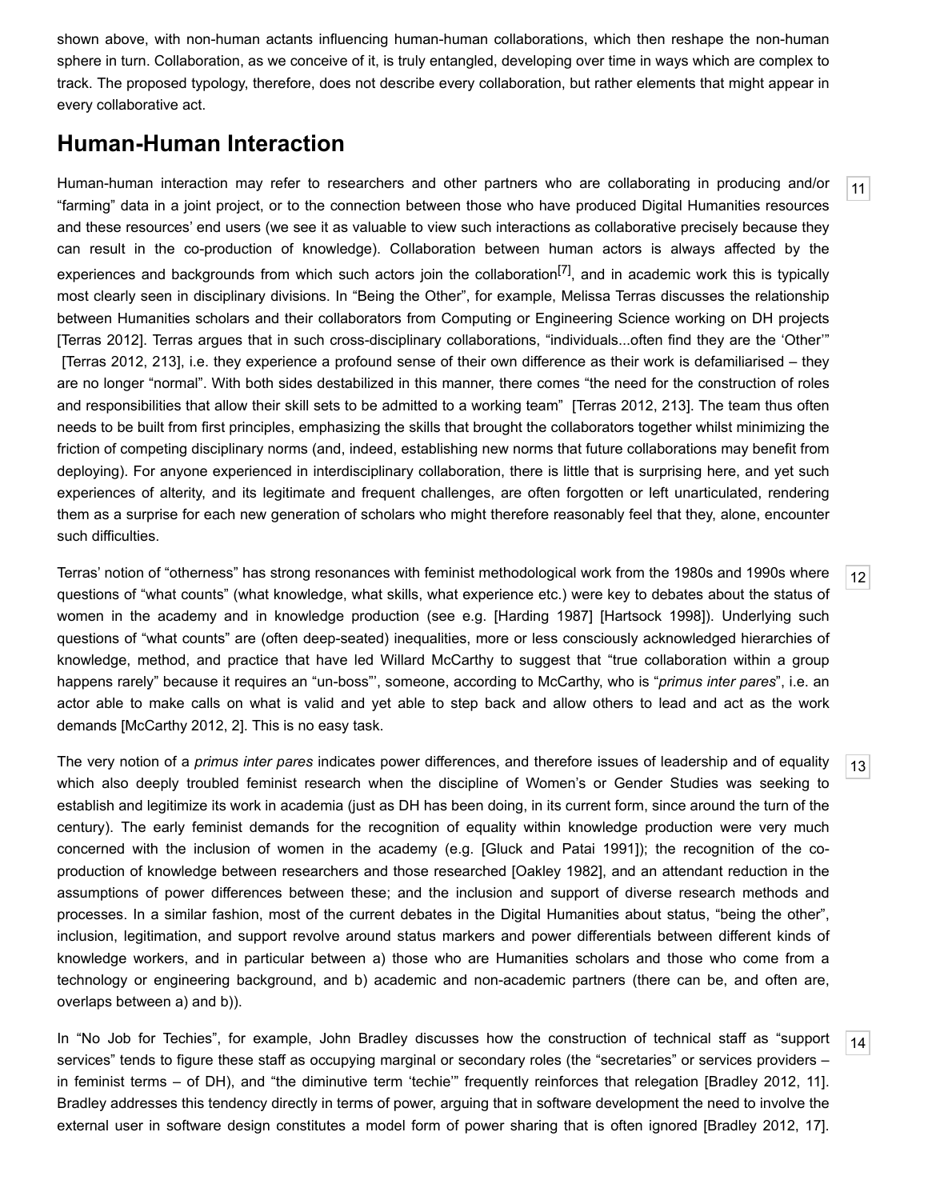shown above, with non-human actants influencing human-human collaborations, which then reshape the non-human sphere in turn. Collaboration, as we conceive of it, is truly entangled, developing over time in ways which are complex to track. The proposed typology, therefore, does not describe every collaboration, but rather elements that might appear in every collaborative act.

## Human-Human Interaction

Human-human interaction may refer to researchers and other partners who are collaborating in producing and/or "farming" data in a joint project, or to the connection between those who have produced Digital Humanities resources and these resources' end users (we see it as valuable to view such interactions as collaborative precisely because they can result in the co-production of knowledge). Collaboration between human actors is always affected by the experiences and backgrounds from which such actors join the collaboration[7], and in academic work this is typically most clearly seen in disciplinary divisions. In "Being the Other", for example, Melissa Terras discusses the relationship between Humanities scholars and their collaborators from Computing or Engineering Science working on DH projects [Terras 2012]. Terras argues that in such cross-disciplinary collaborations, "individuals...often find they are the 'Other'" [Terras 2012, 213], i.e. they experience a profound sense of their own difference as their work is defamiliarised – they are no longer "normal". With both sides destabilized in this manner, there comes "the need for the construction of roles and responsibilities that allow their skill sets to be admitted to a working team" [Terras 2012, 213]. The team thus often needs to be built from first principles, emphasizing the skills that brought the collaborators together whilst minimizing the friction of competing disciplinary norms (and, indeed, establishing new norms that future collaborations may benefit from deploying). For anyone experienced in interdisciplinary collaboration, there is little that is surprising here, and yet such experiences of alterity, and its legitimate and frequent challenges, are often forgotten or left unarticulated, rendering them as a surprise for each new generation of scholars who might therefore reasonably feel that they, alone, encounter such difficulties.

Terras' notion of "otherness" has strong resonances with feminist methodological work from the 1980s and 1990s where questions of "what counts" (what knowledge, what skills, what experience etc.) were key to debates about the status of women in the academy and in knowledge production (see e.g. [Harding 1987] [Hartsock 1998]). Underlying such questions of "what counts" are (often deep-seated) inequalities, more or less consciously acknowledged hierarchies of knowledge, method, and practice that have led Willard McCarthy to suggest that "true collaboration within a group happens rarely" because it requires an "un-boss"', someone, according to McCarthy, who is "*primus inter pares*", i.e. an actor able to make calls on what is valid and yet able to step back and allow others to lead and act as the work demands [McCarthy 2012, 2]. This is no easy task.

The very notion of a *primus inter pares* indicates power differences, and therefore issues of leadership and of equality which also deeply troubled feminist research when the discipline of Women's or Gender Studies was seeking to establish and legitimize its work in academia (just as DH has been doing, in its current form, since around the turn of the century). The early feminist demands for the recognition of equality within knowledge production were very much concerned with the inclusion of women in the academy (e.g. [Gluck and Patai 1991]); the recognition of the co-production of knowledge between researchers and those researched [Oakley 1982], and an attendant reduction in the assumptions of power differences between these; and the inclusion and support of diverse research methods and processes. In a similar fashion, most of the current debates in the Digital Humanities about status, "being the other", inclusion, legitimation, and support revolve around status markers and power differentials between different kinds of knowledge workers, and in particular between a) those who are Humanities scholars and those who come from a technology or engineering background, and b) academic and non-academic partners (there can be, and often are, overlaps between a) and b)).

In "No Job for Techies", for example, John Bradley discusses how the construction of technical staff as "support services" tends to figure these staff as occupying marginal or secondary roles (the "secretaries" or services providers – in feminist terms – of DH), and "the diminutive term 'techie'" frequently reinforces that relegation [Bradley 2012, 11]. Bradley addresses this tendency directly in terms of power, arguing that in software development the need to involve the external user in software design constitutes a model form of power sharing that is often ignored [Bradley 2012, 17].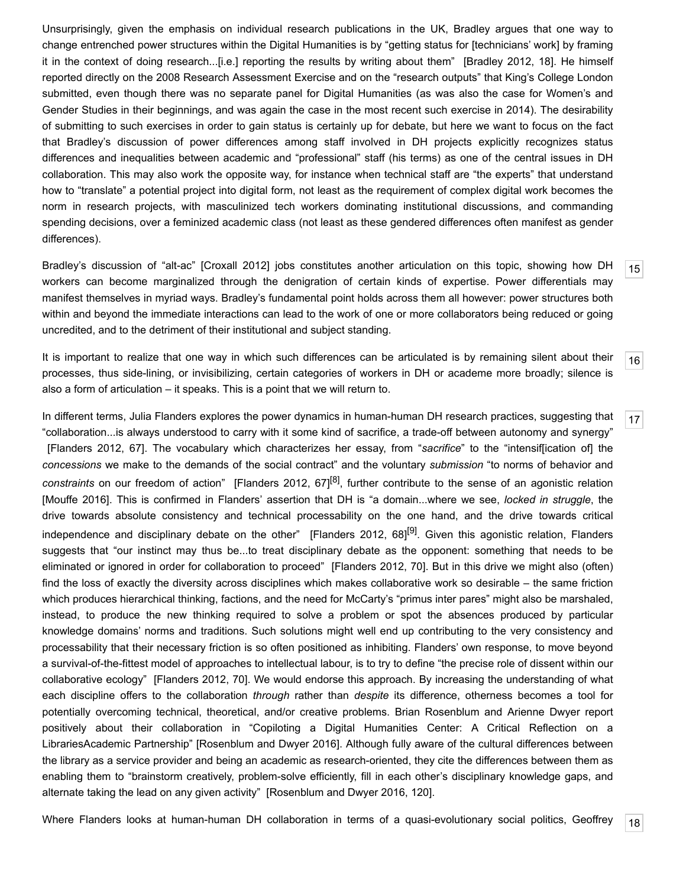Unsurprisingly, given the emphasis on individual research publications in the UK, Bradley argues that one way to change entrenched power structures within the Digital Humanities is by "getting status for [technicians' work] by framing it in the context of doing research...[i.e.] reporting the results by writing about them" [Bradley 2012, 18]. He himself reported directly on the 2008 Research Assessment Exercise and on the "research outputs" that King's College London submitted, even though there was no separate panel for Digital Humanities (as was also the case for Women's and Gender Studies in their beginnings, and was again the case in the most recent such exercise in 2014). The desirability of submitting to such exercises in order to gain status is certainly up for debate, but here we want to focus on the fact that Bradley's discussion of power differences among staff involved in DH projects explicitly recognizes status differences and inequalities between academic and "professional" staff (his terms) as one of the central issues in DH collaboration. This may also work the opposite way, for instance when technical staff are "the experts" that understand how to "translate" a potential project into digital form, not least as the requirement of complex digital work becomes the norm in research projects, with masculinized tech workers dominating institutional discussions, and commanding spending decisions, over a feminized academic class (not least as these gendered differences often manifest as gender differences).

15

Bradley's discussion of "alt-ac" [Croxall 2012] jobs constitutes another articulation on this topic, showing how DH workers can become marginalized through the denigration of certain kinds of expertise. Power differentials may manifest themselves in myriad ways. Bradley's fundamental point holds across them all however: power structures both within and beyond the immediate interactions can lead to the work of one or more collaborators being reduced or going uncredited, and to the detriment of their institutional and subject standing.

16

It is important to realize that one way in which such differences can be articulated is by remaining silent about their processes, thus side-lining, or invisibilizing, certain categories of workers in DH or academe more broadly; silence is also a form of articulation – it speaks. This is a point that we will return to.

17

In different terms, Julia Flanders explores the power dynamics in human-human DH research practices, suggesting that "collaboration...is always understood to carry with it some kind of sacrifice, a trade-off between autonomy and synergy" [Flanders 2012, 67]. The vocabulary which characterizes her essay, from "*sacrifice*" to the "intensif[ication of] the *concessions* we make to the demands of the social contract" and the voluntary *submission* "to norms of behavior and *constraints* on our freedom of action" [Flanders 2012, 67][8], further contribute to the sense of an agonistic relation [Mouffe 2016]. This is confirmed in Flanders' assertion that DH is "a domain...where we see, *locked in struggle*, the drive towards absolute consistency and technical processability on the one hand, and the drive towards critical independence and disciplinary debate on the other" [Flanders 2012, 68][9]. Given this agonistic relation, Flanders suggests that "our instinct may thus be...to treat disciplinary debate as the opponent: something that needs to be eliminated or ignored in order for collaboration to proceed" [Flanders 2012, 70]. But in this drive we might also (often) find the loss of exactly the diversity across disciplines which makes collaborative work so desirable – the same friction which produces hierarchical thinking, factions, and the need for McCarty's "primus inter pares" might also be marshaled, instead, to produce the new thinking required to solve a problem or spot the absences produced by particular knowledge domains' norms and traditions. Such solutions might well end up contributing to the very consistency and processability that their necessary friction is so often positioned as inhibiting. Flanders' own response, to move beyond a survival-of-the-fittest model of approaches to intellectual labour, is to try to define "the precise role of dissent within our collaborative ecology" [Flanders 2012, 70]. We would endorse this approach. By increasing the understanding of what each discipline offers to the collaboration *through* rather than *despite* its difference, otherness becomes a tool for potentially overcoming technical, theoretical, and/or creative problems. Brian Rosenblum and Arienne Dwyer report positively about their collaboration in "Copiloting a Digital Humanities Center: A Critical Reflection on a LibrariesAcademic Partnership" [Rosenblum and Dwyer 2016]. Although fully aware of the cultural differences between the library as a service provider and being an academic as research-oriented, they cite the differences between them as enabling them to "brainstorm creatively, problem-solve efficiently, fill in each other's disciplinary knowledge gaps, and alternate taking the lead on any given activity" [Rosenblum and Dwyer 2016, 120].

18

Where Flanders looks at human-human DH collaboration in terms of a quasi-evolutionary social politics, Geoffrey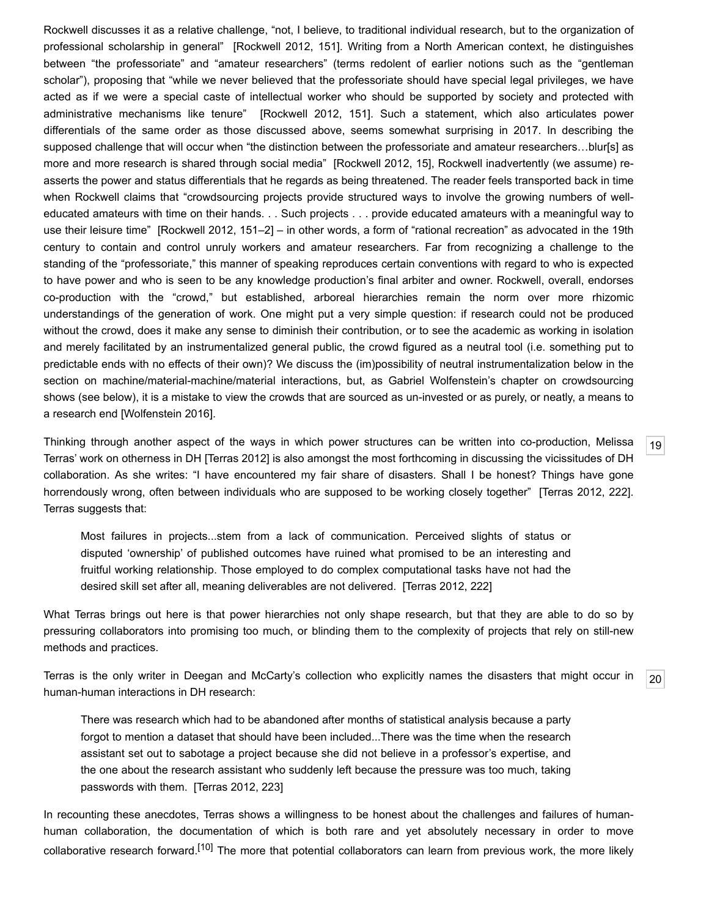Rockwell discusses it as a relative challenge, “not, I believe, to traditional individual research, but to the organization of professional scholarship in general” [Rockwell 2012, 151]. Writing from a North American context, he distinguishes between “the professoriate” and “amateur researchers” (terms redolent of earlier notions such as the “gentleman scholar”), proposing that “while we never believed that the professoriate should have special legal privileges, we have acted as if we were a special caste of intellectual worker who should be supported by society and protected with administrative mechanisms like tenure” [Rockwell 2012, 151]. Such a statement, which also articulates power differentials of the same order as those discussed above, seems somewhat surprising in 2017. In describing the supposed challenge that will occur when “the distinction between the professoriate and amateur researchers…blur[s] as more and more research is shared through social media” [Rockwell 2012, 15], Rockwell inadvertently (we assume) re-asserts the power and status differentials that he regards as being threatened. The reader feels transported back in time when Rockwell claims that “crowdsourcing projects provide structured ways to involve the growing numbers of well-educated amateurs with time on their hands. . . Such projects . . . provide educated amateurs with a meaningful way to use their leisure time” [Rockwell 2012, 151–2] – in other words, a form of “rational recreation” as advocated in the 19th century to contain and control unruly workers and amateur researchers. Far from recognizing a challenge to the standing of the “professoriate,” this manner of speaking reproduces certain conventions with regard to who is expected to have power and who is seen to be any knowledge production’s final arbiter and owner. Rockwell, overall, endorses co-production with the “crowd,” but established, arboreal hierarchies remain the norm over more rhizomic understandings of the generation of work. One might put a very simple question: if research could not be produced without the crowd, does it make any sense to diminish their contribution, or to see the academic as working in isolation and merely facilitated by an instrumentalized general public, the crowd figured as a neutral tool (i.e. something put to predictable ends with no effects of their own)? We discuss the (im)possibility of neutral instrumentalization below in the section on machine/material-machine/material interactions, but, as Gabriel Wolfenstein’s chapter on crowdsourcing shows (see below), it is a mistake to view the crowds that are sourced as un-invested or as purely, or neatly, a means to a research end [Wolfenstein 2016].

[19] Thinking through another aspect of the ways in which power structures can be written into co-production, Melissa Terras’ work on otherness in DH [Terras 2012] is also amongst the most forthcoming in discussing the vicissitudes of DH collaboration. As she writes: “I have encountered my fair share of disasters. Shall I be honest? Things have gone horrendously wrong, often between individuals who are supposed to be working closely together” [Terras 2012, 222]. Terras suggests that:

> Most failures in projects...stem from a lack of communication. Perceived slights of status or disputed ‘ownership’ of published outcomes have ruined what promised to be an interesting and fruitful working relationship. Those employed to do complex computational tasks have not had the desired skill set after all, meaning deliverables are not delivered. [Terras 2012, 222]

What Terras brings out here is that power hierarchies not only shape research, but that they are able to do so by pressuring collaborators into promising too much, or blinding them to the complexity of projects that rely on still-new methods and practices.

[20] Terras is the only writer in Deegan and McCarty’s collection who explicitly names the disasters that might occur in human-human interactions in DH research:

> There was research which had to be abandoned after months of statistical analysis because a party forgot to mention a dataset that should have been included...There was the time when the research assistant set out to sabotage a project because she did not believe in a professor’s expertise, and the one about the research assistant who suddenly left because the pressure was too much, taking passwords with them. [Terras 2012, 223]

In recounting these anecdotes, Terras shows a willingness to be honest about the challenges and failures of human-human collaboration, the documentation of which is both rare and yet absolutely necessary in order to move collaborative research forward.[10] The more that potential collaborators can learn from previous work, the more likely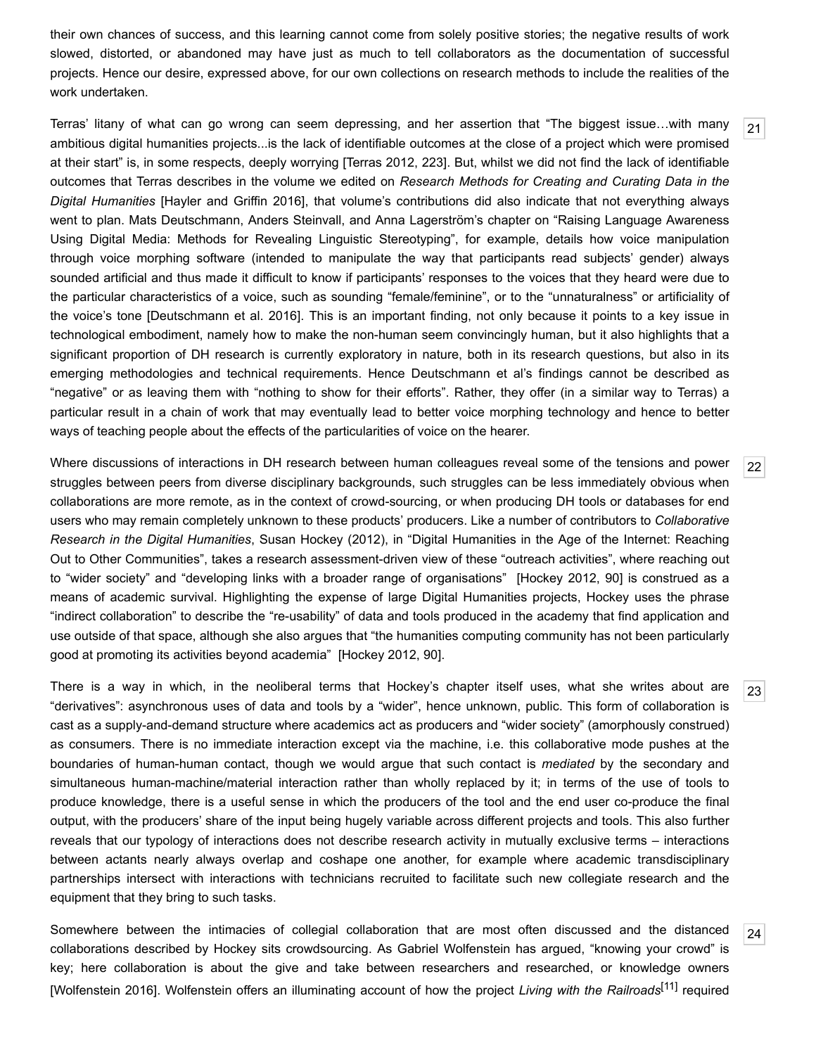their own chances of success, and this learning cannot come from solely positive stories; the negative results of work slowed, distorted, or abandoned may have just as much to tell collaborators as the documentation of successful projects. Hence our desire, expressed above, for our own collections on research methods to include the realities of the work undertaken.

21 Terras' litany of what can go wrong can seem depressing, and her assertion that "The biggest issue…with many ambitious digital humanities projects...is the lack of identifiable outcomes at the close of a project which were promised at their start" is, in some respects, deeply worrying [Terras 2012, 223]. But, whilst we did not find the lack of identifiable outcomes that Terras describes in the volume we edited on *Research Methods for Creating and Curating Data in the Digital Humanities* [Hayler and Griffin 2016], that volume's contributions did also indicate that not everything always went to plan. Mats Deutschmann, Anders Steinvall, and Anna Lagerström's chapter on "Raising Language Awareness Using Digital Media: Methods for Revealing Linguistic Stereotyping", for example, details how voice manipulation through voice morphing software (intended to manipulate the way that participants read subjects' gender) always sounded artificial and thus made it difficult to know if participants' responses to the voices that they heard were due to the particular characteristics of a voice, such as sounding "female/feminine", or to the "unnaturalness" or artificiality of the voice's tone [Deutschmann et al. 2016]. This is an important finding, not only because it points to a key issue in technological embodiment, namely how to make the non-human seem convincingly human, but it also highlights that a significant proportion of DH research is currently exploratory in nature, both in its research questions, but also in its emerging methodologies and technical requirements. Hence Deutschmann et al's findings cannot be described as "negative" or as leaving them with "nothing to show for their efforts". Rather, they offer (in a similar way to Terras) a particular result in a chain of work that may eventually lead to better voice morphing technology and hence to better ways of teaching people about the effects of the particularities of voice on the hearer.

22 Where discussions of interactions in DH research between human colleagues reveal some of the tensions and power struggles between peers from diverse disciplinary backgrounds, such struggles can be less immediately obvious when collaborations are more remote, as in the context of crowd-sourcing, or when producing DH tools or databases for end users who may remain completely unknown to these products' producers. Like a number of contributors to *Collaborative Research in the Digital Humanities*, Susan Hockey (2012), in "Digital Humanities in the Age of the Internet: Reaching Out to Other Communities", takes a research assessment-driven view of these "outreach activities", where reaching out to "wider society" and "developing links with a broader range of organisations" [Hockey 2012, 90] is construed as a means of academic survival. Highlighting the expense of large Digital Humanities projects, Hockey uses the phrase "indirect collaboration" to describe the "re-usability" of data and tools produced in the academy that find application and use outside of that space, although she also argues that "the humanities computing community has not been particularly good at promoting its activities beyond academia" [Hockey 2012, 90].

23 There is a way in which, in the neoliberal terms that Hockey's chapter itself uses, what she writes about are "derivatives": asynchronous uses of data and tools by a "wider", hence unknown, public. This form of collaboration is cast as a supply-and-demand structure where academics act as producers and "wider society" (amorphously construed) as consumers. There is no immediate interaction except via the machine, i.e. this collaborative mode pushes at the boundaries of human-human contact, though we would argue that such contact is *mediated* by the secondary and simultaneous human-machine/material interaction rather than wholly replaced by it; in terms of the use of tools to produce knowledge, there is a useful sense in which the producers of the tool and the end user co-produce the final output, with the producers' share of the input being hugely variable across different projects and tools. This also further reveals that our typology of interactions does not describe research activity in mutually exclusive terms – interactions between actants nearly always overlap and coshape one another, for example where academic transdisciplinary partnerships intersect with interactions with technicians recruited to facilitate such new collegiate research and the equipment that they bring to such tasks.

24 Somewhere between the intimacies of collegial collaboration that are most often discussed and the distanced collaborations described by Hockey sits crowdsourcing. As Gabriel Wolfenstein has argued, "knowing your crowd" is key; here collaboration is about the give and take between researchers and researched, or knowledge owners [Wolfenstein 2016]. Wolfenstein offers an illuminating account of how the project *Living with the Railroads*[11] required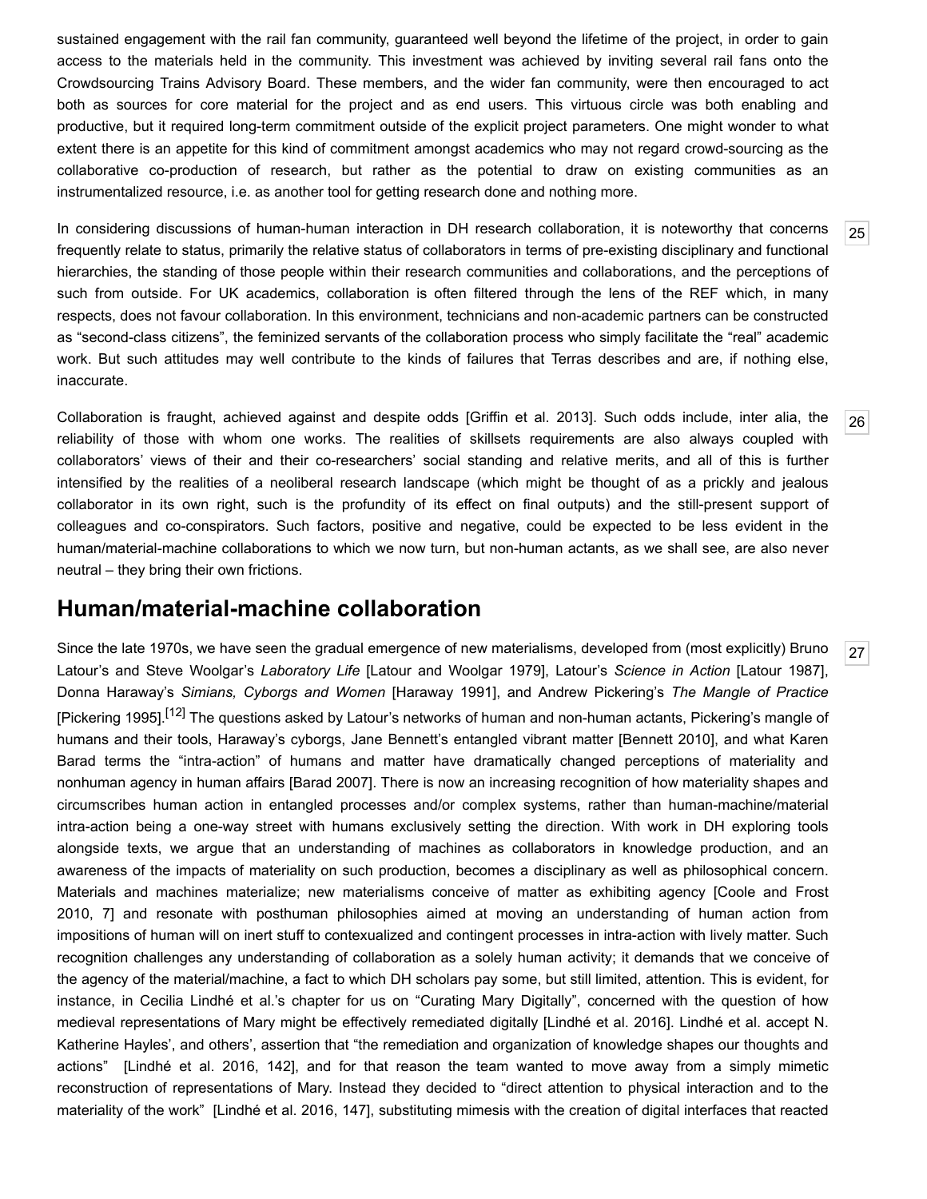sustained engagement with the rail fan community, guaranteed well beyond the lifetime of the project, in order to gain access to the materials held in the community. This investment was achieved by inviting several rail fans onto the Crowdsourcing Trains Advisory Board. These members, and the wider fan community, were then encouraged to act both as sources for core material for the project and as end users. This virtuous circle was both enabling and productive, but it required long-term commitment outside of the explicit project parameters. One might wonder to what extent there is an appetite for this kind of commitment amongst academics who may not regard crowd-sourcing as the collaborative co-production of research, but rather as the potential to draw on existing communities as an instrumentalized resource, i.e. as another tool for getting research done and nothing more.

25 In considering discussions of human-human interaction in DH research collaboration, it is noteworthy that concerns frequently relate to status, primarily the relative status of collaborators in terms of pre-existing disciplinary and functional hierarchies, the standing of those people within their research communities and collaborations, and the perceptions of such from outside. For UK academics, collaboration is often filtered through the lens of the REF which, in many respects, does not favour collaboration. In this environment, technicians and non-academic partners can be constructed as "second-class citizens", the feminized servants of the collaboration process who simply facilitate the "real" academic work. But such attitudes may well contribute to the kinds of failures that Terras describes and are, if nothing else, inaccurate.

26 Collaboration is fraught, achieved against and despite odds [Griffin et al. 2013]. Such odds include, inter alia, the reliability of those with whom one works. The realities of skillsets requirements are also always coupled with collaborators' views of their and their co-researchers' social standing and relative merits, and all of this is further intensified by the realities of a neoliberal research landscape (which might be thought of as a prickly and jealous collaborator in its own right, such is the profundity of its effect on final outputs) and the still-present support of colleagues and co-conspirators. Such factors, positive and negative, could be expected to be less evident in the human/material-machine collaborations to which we now turn, but non-human actants, as we shall see, are also never neutral – they bring their own frictions.

## Human/material-machine collaboration

27 Since the late 1970s, we have seen the gradual emergence of new materialisms, developed from (most explicitly) Bruno Latour's and Steve Woolgar's *Laboratory Life* [Latour and Woolgar 1979], Latour's *Science in Action* [Latour 1987], Donna Haraway's *Simians, Cyborgs and Women* [Haraway 1991], and Andrew Pickering's *The Mangle of Practice* [Pickering 1995].[12] The questions asked by Latour's networks of human and non-human actants, Pickering's mangle of humans and their tools, Haraway's cyborgs, Jane Bennett's entangled vibrant matter [Bennett 2010], and what Karen Barad terms the "intra-action" of humans and matter have dramatically changed perceptions of materiality and nonhuman agency in human affairs [Barad 2007]. There is now an increasing recognition of how materiality shapes and circumscribes human action in entangled processes and/or complex systems, rather than human-machine/material intra-action being a one-way street with humans exclusively setting the direction. With work in DH exploring tools alongside texts, we argue that an understanding of machines as collaborators in knowledge production, and an awareness of the impacts of materiality on such production, becomes a disciplinary as well as philosophical concern. Materials and machines materialize; new materialisms conceive of matter as exhibiting agency [Coole and Frost 2010, 7] and resonate with posthuman philosophies aimed at moving an understanding of human action from impositions of human will on inert stuff to contexualized and contingent processes in intra-action with lively matter. Such recognition challenges any understanding of collaboration as a solely human activity; it demands that we conceive of the agency of the material/machine, a fact to which DH scholars pay some, but still limited, attention. This is evident, for instance, in Cecilia Lindhé et al.'s chapter for us on "Curating Mary Digitally", concerned with the question of how medieval representations of Mary might be effectively remediated digitally [Lindhé et al. 2016]. Lindhé et al. accept N. Katherine Hayles', and others', assertion that "the remediation and organization of knowledge shapes our thoughts and actions" [Lindhé et al. 2016, 142], and for that reason the team wanted to move away from a simply mimetic reconstruction of representations of Mary. Instead they decided to "direct attention to physical interaction and to the materiality of the work" [Lindhé et al. 2016, 147], substituting mimesis with the creation of digital interfaces that reacted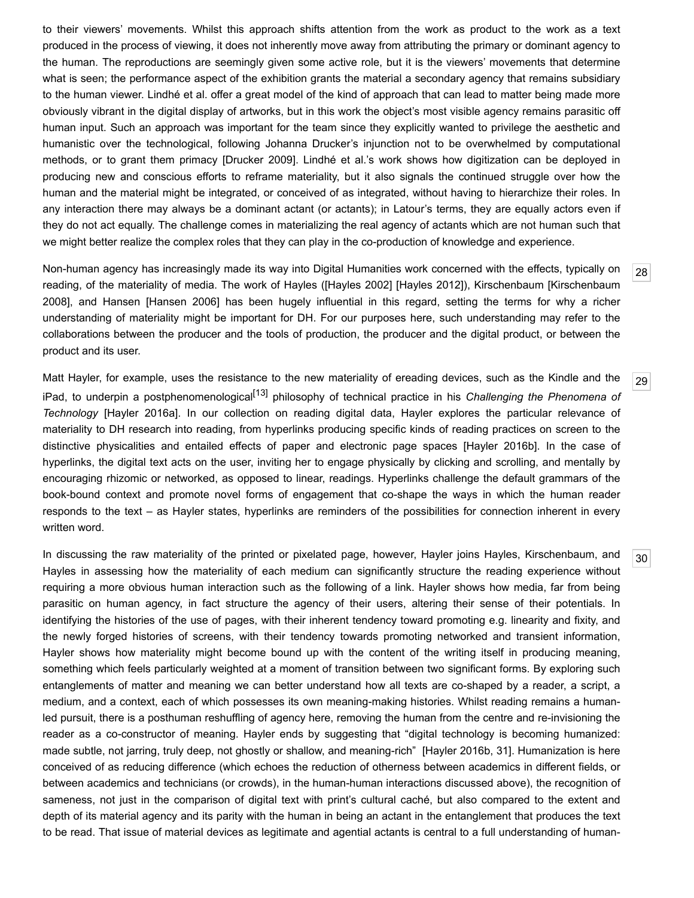to their viewers' movements. Whilst this approach shifts attention from the work as product to the work as a text produced in the process of viewing, it does not inherently move away from attributing the primary or dominant agency to the human. The reproductions are seemingly given some active role, but it is the viewers' movements that determine what is seen; the performance aspect of the exhibition grants the material a secondary agency that remains subsidiary to the human viewer. Lindhé et al. offer a great model of the kind of approach that can lead to matter being made more obviously vibrant in the digital display of artworks, but in this work the object's most visible agency remains parasitic off human input. Such an approach was important for the team since they explicitly wanted to privilege the aesthetic and humanistic over the technological, following Johanna Drucker's injunction not to be overwhelmed by computational methods, or to grant them primacy [Drucker 2009]. Lindhé et al.'s work shows how digitization can be deployed in producing new and conscious efforts to reframe materiality, but it also signals the continued struggle over how the human and the material might be integrated, or conceived of as integrated, without having to hierarchize their roles. In any interaction there may always be a dominant actant (or actants); in Latour's terms, they are equally actors even if they do not act equally. The challenge comes in materializing the real agency of actants which are not human such that we might better realize the complex roles that they can play in the co-production of knowledge and experience.

[28] Non-human agency has increasingly made its way into Digital Humanities work concerned with the effects, typically on reading, of the materiality of media. The work of Hayles ([Hayles 2002] [Hayles 2012]), Kirschenbaum [Kirschenbaum 2008], and Hansen [Hansen 2006] has been hugely influential in this regard, setting the terms for why a richer understanding of materiality might be important for DH. For our purposes here, such understanding may refer to the collaborations between the producer and the tools of production, the producer and the digital product, or between the product and its user.

[29] Matt Hayler, for example, uses the resistance to the new materiality of ereading devices, such as the Kindle and the iPad, to underpin a postphenomenological[13] philosophy of technical practice in his *Challenging the Phenomena of Technology* [Hayler 2016a]. In our collection on reading digital data, Hayler explores the particular relevance of materiality to DH research into reading, from hyperlinks producing specific kinds of reading practices on screen to the distinctive physicalities and entailed effects of paper and electronic page spaces [Hayler 2016b]. In the case of hyperlinks, the digital text acts on the user, inviting her to engage physically by clicking and scrolling, and mentally by encouraging rhizomic or networked, as opposed to linear, readings. Hyperlinks challenge the default grammars of the book-bound context and promote novel forms of engagement that co-shape the ways in which the human reader responds to the text – as Hayler states, hyperlinks are reminders of the possibilities for connection inherent in every written word.

[30] In discussing the raw materiality of the printed or pixelated page, however, Hayler joins Hayles, Kirschenbaum, and Hayles in assessing how the materiality of each medium can significantly structure the reading experience without requiring a more obvious human interaction such as the following of a link. Hayler shows how media, far from being parasitic on human agency, in fact structure the agency of their users, altering their sense of their potentials. In identifying the histories of the use of pages, with their inherent tendency toward promoting e.g. linearity and fixity, and the newly forged histories of screens, with their tendency towards promoting networked and transient information, Hayler shows how materiality might become bound up with the content of the writing itself in producing meaning, something which feels particularly weighted at a moment of transition between two significant forms. By exploring such entanglements of matter and meaning we can better understand how all texts are co-shaped by a reader, a script, a medium, and a context, each of which possesses its own meaning-making histories. Whilst reading remains a human-led pursuit, there is a posthuman reshuffling of agency here, removing the human from the centre and re-invisioning the reader as a co-constructor of meaning. Hayler ends by suggesting that "digital technology is becoming humanized: made subtle, not jarring, truly deep, not ghostly or shallow, and meaning-rich" [Hayler 2016b, 31]. Humanization is here conceived of as reducing difference (which echoes the reduction of otherness between academics in different fields, or between academics and technicians (or crowds), in the human-human interactions discussed above), the recognition of sameness, not just in the comparison of digital text with print's cultural caché, but also compared to the extent and depth of its material agency and its parity with the human in being an actant in the entanglement that produces the text to be read. That issue of material devices as legitimate and agential actants is central to a full understanding of human-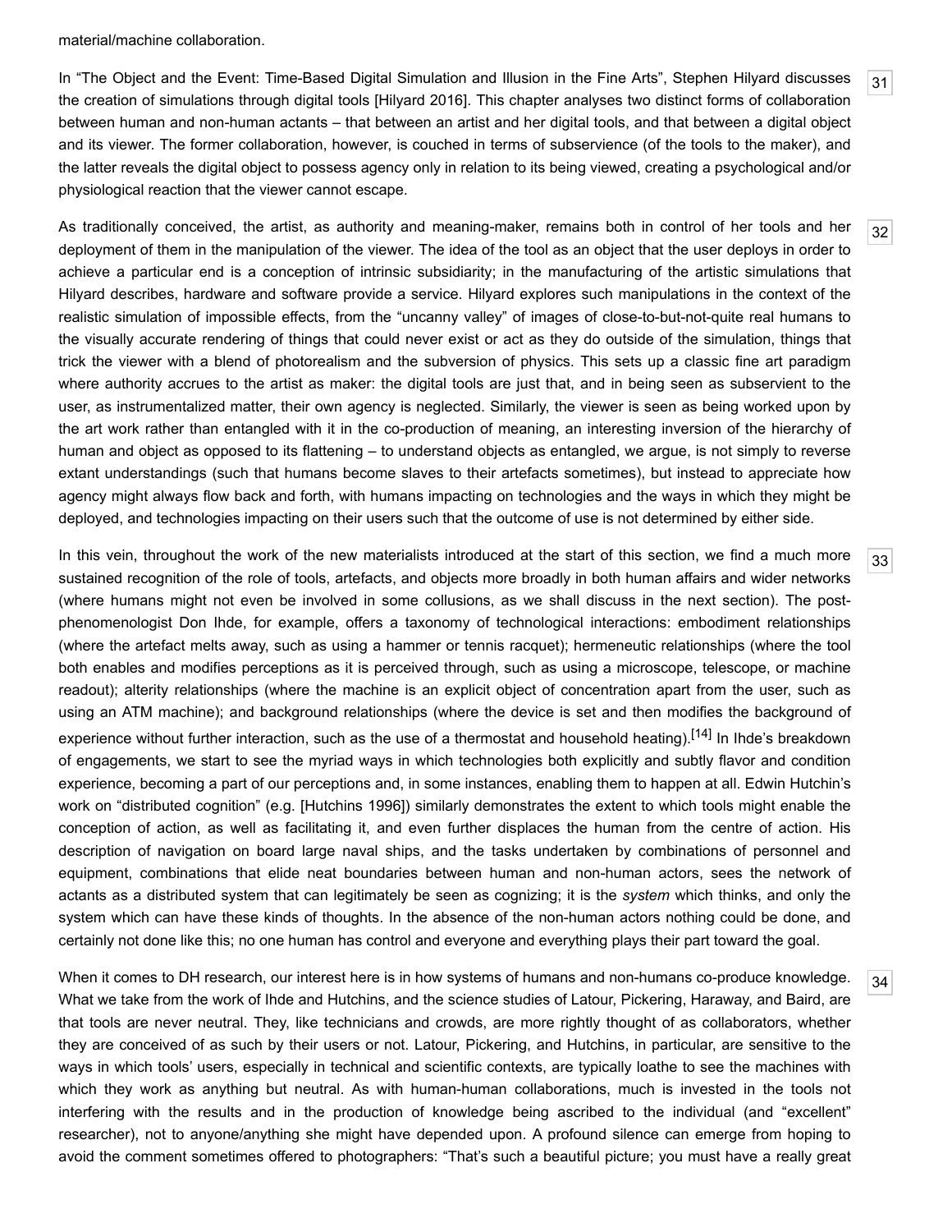material/machine collaboration.

In "The Object and the Event: Time-Based Digital Simulation and Illusion in the Fine Arts", Stephen Hilyard discusses the creation of simulations through digital tools [Hilyard 2016]. This chapter analyses two distinct forms of collaboration between human and non-human actants – that between an artist and her digital tools, and that between a digital object and its viewer. The former collaboration, however, is couched in terms of subservience (of the tools to the maker), and the latter reveals the digital object to possess agency only in relation to its being viewed, creating a psychological and/or physiological reaction that the viewer cannot escape.

As traditionally conceived, the artist, as authority and meaning-maker, remains both in control of her tools and her deployment of them in the manipulation of the viewer. The idea of the tool as an object that the user deploys in order to achieve a particular end is a conception of intrinsic subsidiarity; in the manufacturing of the artistic simulations that Hilyard describes, hardware and software provide a service. Hilyard explores such manipulations in the context of the realistic simulation of impossible effects, from the "uncanny valley" of images of close-to-but-not-quite real humans to the visually accurate rendering of things that could never exist or act as they do outside of the simulation, things that trick the viewer with a blend of photorealism and the subversion of physics. This sets up a classic fine art paradigm where authority accrues to the artist as maker: the digital tools are just that, and in being seen as subservient to the user, as instrumentalized matter, their own agency is neglected. Similarly, the viewer is seen as being worked upon by the art work rather than entangled with it in the co-production of meaning, an interesting inversion of the hierarchy of human and object as opposed to its flattening – to understand objects as entangled, we argue, is not simply to reverse extant understandings (such that humans become slaves to their artefacts sometimes), but instead to appreciate how agency might always flow back and forth, with humans impacting on technologies and the ways in which they might be deployed, and technologies impacting on their users such that the outcome of use is not determined by either side.

In this vein, throughout the work of the new materialists introduced at the start of this section, we find a much more sustained recognition of the role of tools, artefacts, and objects more broadly in both human affairs and wider networks (where humans might not even be involved in some collusions, as we shall discuss in the next section). The post-phenomenologist Don Ihde, for example, offers a taxonomy of technological interactions: embodiment relationships (where the artefact melts away, such as using a hammer or tennis racquet); hermeneutic relationships (where the tool both enables and modifies perceptions as it is perceived through, such as using a microscope, telescope, or machine readout); alterity relationships (where the machine is an explicit object of concentration apart from the user, such as using an ATM machine); and background relationships (where the device is set and then modifies the background of experience without further interaction, such as the use of a thermostat and household heating).[14] In Ihde's breakdown of engagements, we start to see the myriad ways in which technologies both explicitly and subtly flavor and condition experience, becoming a part of our perceptions and, in some instances, enabling them to happen at all. Edwin Hutchin's work on "distributed cognition" (e.g. [Hutchins 1996]) similarly demonstrates the extent to which tools might enable the conception of action, as well as facilitating it, and even further displaces the human from the centre of action. His description of navigation on board large naval ships, and the tasks undertaken by combinations of personnel and equipment, combinations that elide neat boundaries between human and non-human actors, sees the network of actants as a distributed system that can legitimately be seen as cognizing; it is the *system* which thinks, and only the system which can have these kinds of thoughts. In the absence of the non-human actors nothing could be done, and certainly not done like this; no one human has control and everyone and everything plays their part toward the goal.

When it comes to DH research, our interest here is in how systems of humans and non-humans co-produce knowledge. What we take from the work of Ihde and Hutchins, and the science studies of Latour, Pickering, Haraway, and Baird, are that tools are never neutral. They, like technicians and crowds, are more rightly thought of as collaborators, whether they are conceived of as such by their users or not. Latour, Pickering, and Hutchins, in particular, are sensitive to the ways in which tools' users, especially in technical and scientific contexts, are typically loathe to see the machines with which they work as anything but neutral. As with human-human collaborations, much is invested in the tools not interfering with the results and in the production of knowledge being ascribed to the individual (and "excellent" researcher), not to anyone/anything she might have depended upon. A profound silence can emerge from hoping to avoid the comment sometimes offered to photographers: "That's such a beautiful picture; you must have a really great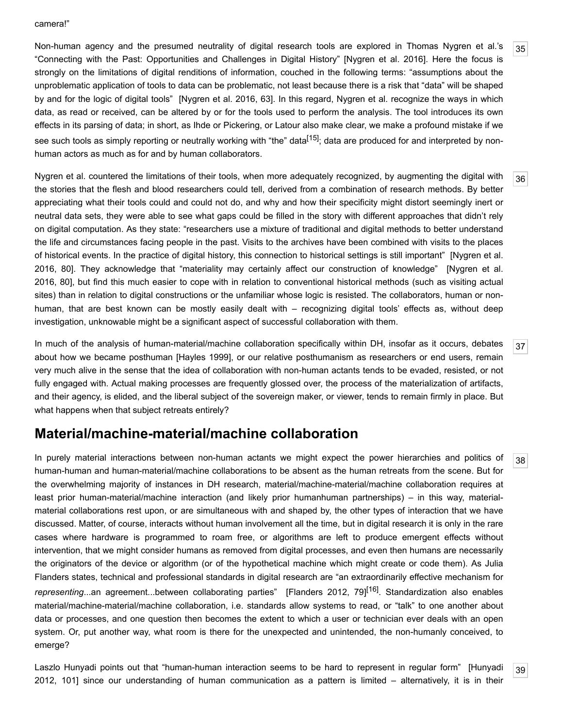camera!"

Non-human agency and the presumed neutrality of digital research tools are explored in Thomas Nygren et al.'s "Connecting with the Past: Opportunities and Challenges in Digital History" [Nygren et al. 2016]. Here the focus is strongly on the limitations of digital renditions of information, couched in the following terms: "assumptions about the unproblematic application of tools to data can be problematic, not least because there is a risk that "data" will be shaped by and for the logic of digital tools" [Nygren et al. 2016, 63]. In this regard, Nygren et al. recognize the ways in which data, as read or received, can be altered by or for the tools used to perform the analysis. The tool introduces its own effects in its parsing of data; in short, as Ihde or Pickering, or Latour also make clear, we make a profound mistake if we see such tools as simply reporting or neutrally working with "the" data[15]; data are produced for and interpreted by non-human actors as much as for and by human collaborators.

Nygren et al. countered the limitations of their tools, when more adequately recognized, by augmenting the digital with the stories that the flesh and blood researchers could tell, derived from a combination of research methods. By better appreciating what their tools could and could not do, and why and how their specificity might distort seemingly inert or neutral data sets, they were able to see what gaps could be filled in the story with different approaches that didn't rely on digital computation. As they state: "researchers use a mixture of traditional and digital methods to better understand the life and circumstances facing people in the past. Visits to the archives have been combined with visits to the places of historical events. In the practice of digital history, this connection to historical settings is still important" [Nygren et al. 2016, 80]. They acknowledge that "materiality may certainly affect our construction of knowledge" [Nygren et al. 2016, 80], but find this much easier to cope with in relation to conventional historical methods (such as visiting actual sites) than in relation to digital constructions or the unfamiliar whose logic is resisted. The collaborators, human or non-human, that are best known can be mostly easily dealt with – recognizing digital tools' effects as, without deep investigation, unknowable might be a significant aspect of successful collaboration with them.

In much of the analysis of human-material/machine collaboration specifically within DH, insofar as it occurs, debates about how we became posthuman [Hayles 1999], or our relative posthumanism as researchers or end users, remain very much alive in the sense that the idea of collaboration with non-human actants tends to be evaded, resisted, or not fully engaged with. Actual making processes are frequently glossed over, the process of the materialization of artifacts, and their agency, is elided, and the liberal subject of the sovereign maker, or viewer, tends to remain firmly in place. But what happens when that subject retreats entirely?

## Material/machine-material/machine collaboration

In purely material interactions between non-human actants we might expect the power hierarchies and politics of human-human and human-material/machine collaborations to be absent as the human retreats from the scene. But for the overwhelming majority of instances in DH research, material/machine-material/machine collaboration requires at least prior human-material/machine interaction (and likely prior humanhuman partnerships) – in this way, material-material collaborations rest upon, or are simultaneous with and shaped by, the other types of interaction that we have discussed. Matter, of course, interacts without human involvement all the time, but in digital research it is only in the rare cases where hardware is programmed to roam free, or algorithms are left to produce emergent effects without intervention, that we might consider humans as removed from digital processes, and even then humans are necessarily the originators of the device or algorithm (or of the hypothetical machine which might create or code them). As Julia Flanders states, technical and professional standards in digital research are "an extraordinarily effective mechanism for *representing*...an agreement...between collaborating parties" [Flanders 2012, 79][16]. Standardization also enables material/machine-material/machine collaboration, i.e. standards allow systems to read, or "talk" to one another about data or processes, and one question then becomes the extent to which a user or technician ever deals with an open system. Or, put another way, what room is there for the unexpected and unintended, the non-humanly conceived, to emerge?

Laszlo Hunyadi points out that "human-human interaction seems to be hard to represent in regular form" [Hunyadi 2012, 101] since our understanding of human communication as a pattern is limited – alternatively, it is in their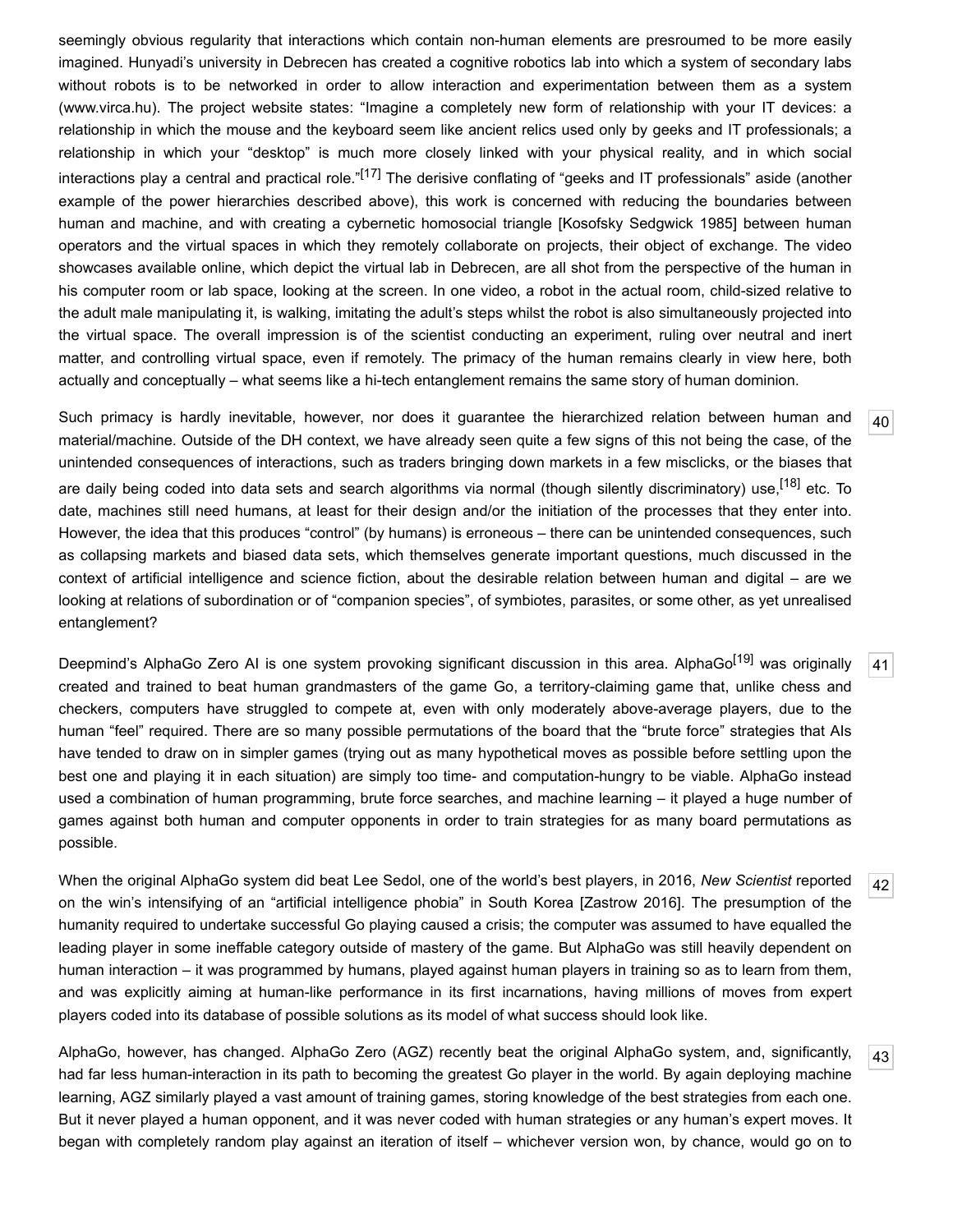seemingly obvious regularity that interactions which contain non-human elements are presroumed to be more easily imagined. Hunyadi's university in Debrecen has created a cognitive robotics lab into which a system of secondary labs without robots is to be networked in order to allow interaction and experimentation between them as a system (www.virca.hu). The project website states: "Imagine a completely new form of relationship with your IT devices: a relationship in which the mouse and the keyboard seem like ancient relics used only by geeks and IT professionals; a relationship in which your "desktop" is much more closely linked with your physical reality, and in which social interactions play a central and practical role."[17] The derisive conflating of "geeks and IT professionals" aside (another example of the power hierarchies described above), this work is concerned with reducing the boundaries between human and machine, and with creating a cybernetic homosocial triangle [Kosofsky Sedgwick 1985] between human operators and the virtual spaces in which they remotely collaborate on projects, their object of exchange. The video showcases available online, which depict the virtual lab in Debrecen, are all shot from the perspective of the human in his computer room or lab space, looking at the screen. In one video, a robot in the actual room, child-sized relative to the adult male manipulating it, is walking, imitating the adult's steps whilst the robot is also simultaneously projected into the virtual space. The overall impression is of the scientist conducting an experiment, ruling over neutral and inert matter, and controlling virtual space, even if remotely. The primacy of the human remains clearly in view here, both actually and conceptually – what seems like a hi-tech entanglement remains the same story of human dominion.

40

Such primacy is hardly inevitable, however, nor does it guarantee the hierarchized relation between human and material/machine. Outside of the DH context, we have already seen quite a few signs of this not being the case, of the unintended consequences of interactions, such as traders bringing down markets in a few misclicks, or the biases that are daily being coded into data sets and search algorithms via normal (though silently discriminatory) use,[18] etc. To date, machines still need humans, at least for their design and/or the initiation of the processes that they enter into. However, the idea that this produces "control" (by humans) is erroneous – there can be unintended consequences, such as collapsing markets and biased data sets, which themselves generate important questions, much discussed in the context of artificial intelligence and science fiction, about the desirable relation between human and digital – are we looking at relations of subordination or of "companion species", of symbiotes, parasites, or some other, as yet unrealised entanglement?

41

Deepmind's AlphaGo Zero AI is one system provoking significant discussion in this area. AlphaGo[19] was originally created and trained to beat human grandmasters of the game Go, a territory-claiming game that, unlike chess and checkers, computers have struggled to compete at, even with only moderately above-average players, due to the human "feel" required. There are so many possible permutations of the board that the "brute force" strategies that AIs have tended to draw on in simpler games (trying out as many hypothetical moves as possible before settling upon the best one and playing it in each situation) are simply too time- and computation-hungry to be viable. AlphaGo instead used a combination of human programming, brute force searches, and machine learning – it played a huge number of games against both human and computer opponents in order to train strategies for as many board permutations as possible.

42

When the original AlphaGo system did beat Lee Sedol, one of the world's best players, in 2016, *New Scientist* reported on the win's intensifying of an "artificial intelligence phobia" in South Korea [Zastrow 2016]. The presumption of the humanity required to undertake successful Go playing caused a crisis; the computer was assumed to have equalled the leading player in some ineffable category outside of mastery of the game. But AlphaGo was still heavily dependent on human interaction – it was programmed by humans, played against human players in training so as to learn from them, and was explicitly aiming at human-like performance in its first incarnations, having millions of moves from expert players coded into its database of possible solutions as its model of what success should look like.

43

AlphaGo, however, has changed. AlphaGo Zero (AGZ) recently beat the original AlphaGo system, and, significantly, had far less human-interaction in its path to becoming the greatest Go player in the world. By again deploying machine learning, AGZ similarly played a vast amount of training games, storing knowledge of the best strategies from each one. But it never played a human opponent, and it was never coded with human strategies or any human's expert moves. It began with completely random play against an iteration of itself – whichever version won, by chance, would go on to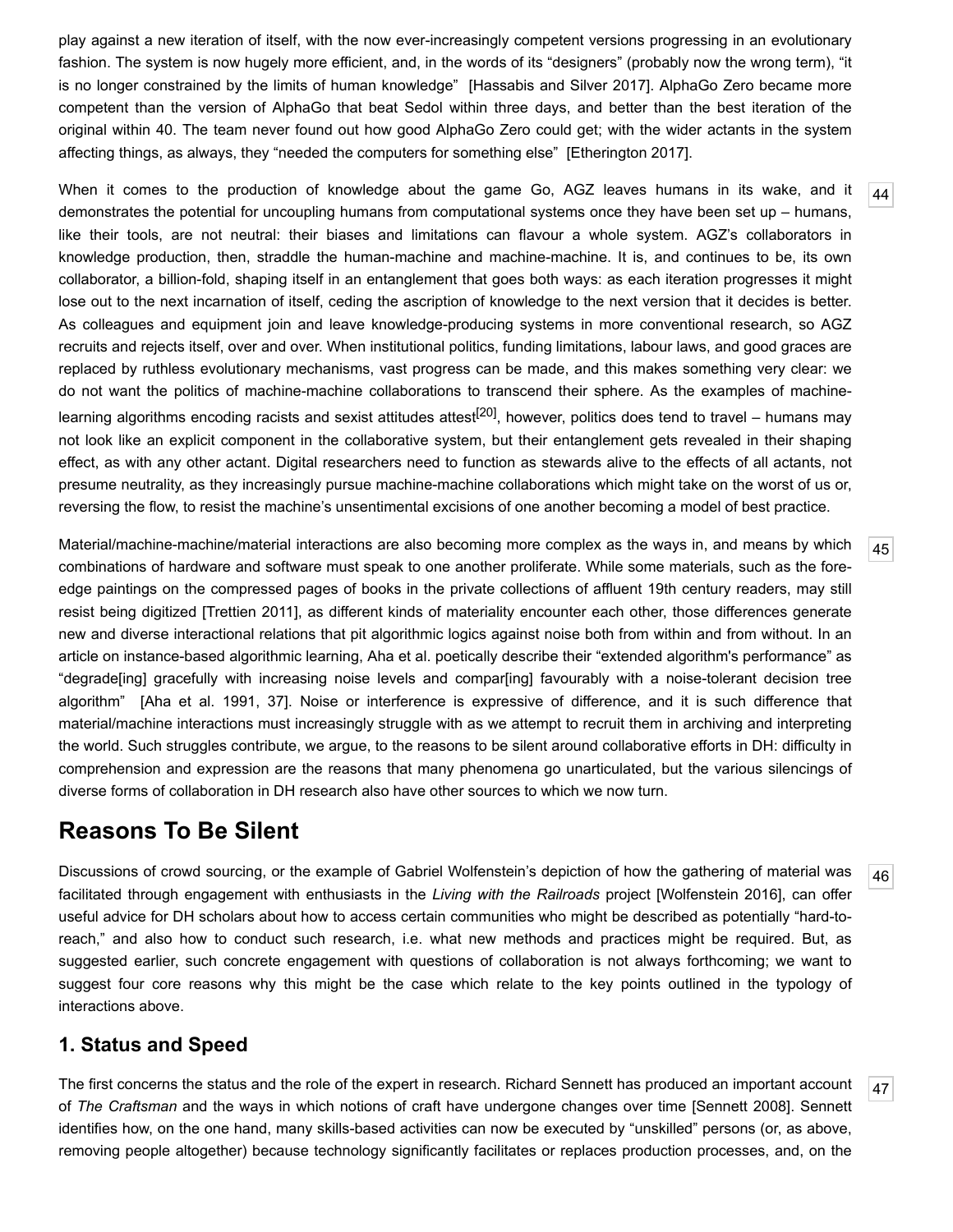play against a new iteration of itself, with the now ever-increasingly competent versions progressing in an evolutionary fashion. The system is now hugely more efficient, and, in the words of its "designers" (probably now the wrong term), "it is no longer constrained by the limits of human knowledge" [Hassabis and Silver 2017]. AlphaGo Zero became more competent than the version of AlphaGo that beat Sedol within three days, and better than the best iteration of the original within 40. The team never found out how good AlphaGo Zero could get; with the wider actants in the system affecting things, as always, they "needed the computers for something else" [Etherington 2017].

When it comes to the production of knowledge about the game Go, AGZ leaves humans in its wake, and it demonstrates the potential for uncoupling humans from computational systems once they have been set up – humans, like their tools, are not neutral: their biases and limitations can flavour a whole system. AGZ's collaborators in knowledge production, then, straddle the human-machine and machine-machine. It is, and continues to be, its own collaborator, a billion-fold, shaping itself in an entanglement that goes both ways: as each iteration progresses it might lose out to the next incarnation of itself, ceding the ascription of knowledge to the next version that it decides is better. As colleagues and equipment join and leave knowledge-producing systems in more conventional research, so AGZ recruits and rejects itself, over and over. When institutional politics, funding limitations, labour laws, and good graces are replaced by ruthless evolutionary mechanisms, vast progress can be made, and this makes something very clear: we do not want the politics of machine-machine collaborations to transcend their sphere. As the examples of machine-learning algorithms encoding racists and sexist attitudes attest[20], however, politics does tend to travel – humans may not look like an explicit component in the collaborative system, but their entanglement gets revealed in their shaping effect, as with any other actant. Digital researchers need to function as stewards alive to the effects of all actants, not presume neutrality, as they increasingly pursue machine-machine collaborations which might take on the worst of us or, reversing the flow, to resist the machine's unsentimental excisions of one another becoming a model of best practice.

Material/machine-machine/material interactions are also becoming more complex as the ways in, and means by which combinations of hardware and software must speak to one another proliferate. While some materials, such as the fore-edge paintings on the compressed pages of books in the private collections of affluent 19th century readers, may still resist being digitized [Trettien 2011], as different kinds of materiality encounter each other, those differences generate new and diverse interactional relations that pit algorithmic logics against noise both from within and from without. In an article on instance-based algorithmic learning, Aha et al. poetically describe their "extended algorithm's performance" as "degrade[ing] gracefully with increasing noise levels and compar[ing] favourably with a noise-tolerant decision tree algorithm" [Aha et al. 1991, 37]. Noise or interference is expressive of difference, and it is such difference that material/machine interactions must increasingly struggle with as we attempt to recruit them in archiving and interpreting the world. Such struggles contribute, we argue, to the reasons to be silent around collaborative efforts in DH: difficulty in comprehension and expression are the reasons that many phenomena go unarticulated, but the various silencings of diverse forms of collaboration in DH research also have other sources to which we now turn.

## Reasons To Be Silent

Discussions of crowd sourcing, or the example of Gabriel Wolfenstein's depiction of how the gathering of material was facilitated through engagement with enthusiasts in the *Living with the Railroads* project [Wolfenstein 2016], can offer useful advice for DH scholars about how to access certain communities who might be described as potentially "hard-to-reach," and also how to conduct such research, i.e. what new methods and practices might be required. But, as suggested earlier, such concrete engagement with questions of collaboration is not always forthcoming; we want to suggest four core reasons why this might be the case which relate to the key points outlined in the typology of interactions above.

### 1. Status and Speed

The first concerns the status and the role of the expert in research. Richard Sennett has produced an important account of *The Craftsman* and the ways in which notions of craft have undergone changes over time [Sennett 2008]. Sennett identifies how, on the one hand, many skills-based activities can now be executed by "unskilled" persons (or, as above, removing people altogether) because technology significantly facilitates or replaces production processes, and, on the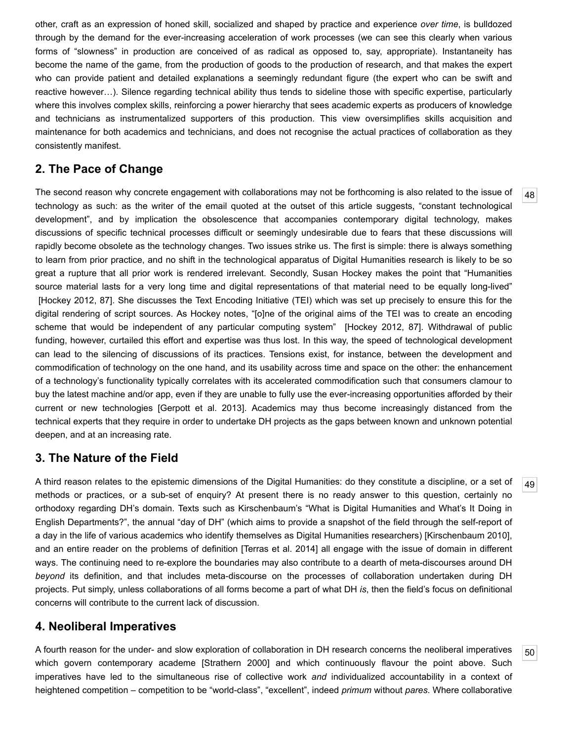other, craft as an expression of honed skill, socialized and shaped by practice and experience *over time*, is bulldozed through by the demand for the ever-increasing acceleration of work processes (we can see this clearly when various forms of "slowness" in production are conceived of as radical as opposed to, say, appropriate). Instantaneity has become the name of the game, from the production of goods to the production of research, and that makes the expert who can provide patient and detailed explanations a seemingly redundant figure (the expert who can be swift and reactive however…). Silence regarding technical ability thus tends to sideline those with specific expertise, particularly where this involves complex skills, reinforcing a power hierarchy that sees academic experts as producers of knowledge and technicians as instrumentalized supporters of this production. This view oversimplifies skills acquisition and maintenance for both academics and technicians, and does not recognise the actual practices of collaboration as they consistently manifest.

## 2. The Pace of Change

48

The second reason why concrete engagement with collaborations may not be forthcoming is also related to the issue of technology as such: as the writer of the email quoted at the outset of this article suggests, "constant technological development", and by implication the obsolescence that accompanies contemporary digital technology, makes discussions of specific technical processes difficult or seemingly undesirable due to fears that these discussions will rapidly become obsolete as the technology changes. Two issues strike us. The first is simple: there is always something to learn from prior practice, and no shift in the technological apparatus of Digital Humanities research is likely to be so great a rupture that all prior work is rendered irrelevant. Secondly, Susan Hockey makes the point that "Humanities source material lasts for a very long time and digital representations of that material need to be equally long-lived" [Hockey 2012, 87]. She discusses the Text Encoding Initiative (TEI) which was set up precisely to ensure this for the digital rendering of script sources. As Hockey notes, "[o]ne of the original aims of the TEI was to create an encoding scheme that would be independent of any particular computing system" [Hockey 2012, 87]. Withdrawal of public funding, however, curtailed this effort and expertise was thus lost. In this way, the speed of technological development can lead to the silencing of discussions of its practices. Tensions exist, for instance, between the development and commodification of technology on the one hand, and its usability across time and space on the other: the enhancement of a technology's functionality typically correlates with its accelerated commodification such that consumers clamour to buy the latest machine and/or app, even if they are unable to fully use the ever-increasing opportunities afforded by their current or new technologies [Gerpott et al. 2013]. Academics may thus become increasingly distanced from the technical experts that they require in order to undertake DH projects as the gaps between known and unknown potential deepen, and at an increasing rate.

## 3. The Nature of the Field

49

A third reason relates to the epistemic dimensions of the Digital Humanities: do they constitute a discipline, or a set of methods or practices, or a sub-set of enquiry? At present there is no ready answer to this question, certainly no orthodoxy regarding DH's domain. Texts such as Kirschenbaum's "What is Digital Humanities and What's It Doing in English Departments?", the annual "day of DH" (which aims to provide a snapshot of the field through the self-report of a day in the life of various academics who identify themselves as Digital Humanities researchers) [Kirschenbaum 2010], and an entire reader on the problems of definition [Terras et al. 2014] all engage with the issue of domain in different ways. The continuing need to re-explore the boundaries may also contribute to a dearth of meta-discourses around DH *beyond* its definition, and that includes meta-discourse on the processes of collaboration undertaken during DH projects. Put simply, unless collaborations of all forms become a part of what DH *is*, then the field's focus on definitional concerns will contribute to the current lack of discussion.

## 4. Neoliberal Imperatives

50

A fourth reason for the under- and slow exploration of collaboration in DH research concerns the neoliberal imperatives which govern contemporary academe [Strathern 2000] and which continuously flavour the point above. Such imperatives have led to the simultaneous rise of collective work *and* individualized accountability in a context of heightened competition – competition to be "world-class", "excellent", indeed *primum* without *pares*. Where collaborative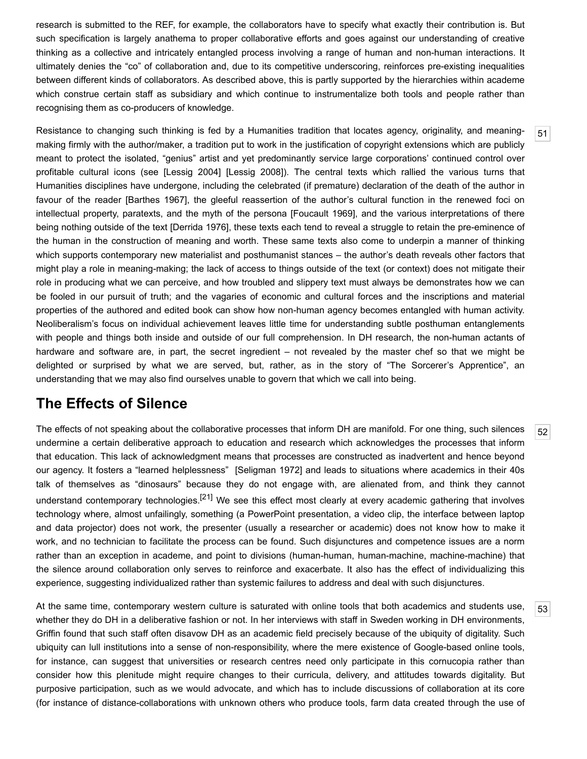research is submitted to the REF, for example, the collaborators have to specify what exactly their contribution is. But such specification is largely anathema to proper collaborative efforts and goes against our understanding of creative thinking as a collective and intricately entangled process involving a range of human and non-human interactions. It ultimately denies the "co" of collaboration and, due to its competitive underscoring, reinforces pre-existing inequalities between different kinds of collaborators. As described above, this is partly supported by the hierarchies within academe which construe certain staff as subsidiary and which continue to instrumentalize both tools and people rather than recognising them as co-producers of knowledge.

Resistance to changing such thinking is fed by a Humanities tradition that locates agency, originality, and meaning-making firmly with the author/maker, a tradition put to work in the justification of copyright extensions which are publicly meant to protect the isolated, "genius" artist and yet predominantly service large corporations' continued control over profitable cultural icons (see [Lessig 2004] [Lessig 2008]). The central texts which rallied the various turns that Humanities disciplines have undergone, including the celebrated (if premature) declaration of the death of the author in favour of the reader [Barthes 1967], the gleeful reassertion of the author's cultural function in the renewed foci on intellectual property, paratexts, and the myth of the persona [Foucault 1969], and the various interpretations of there being nothing outside of the text [Derrida 1976], these texts each tend to reveal a struggle to retain the pre-eminence of the human in the construction of meaning and worth. These same texts also come to underpin a manner of thinking which supports contemporary new materialist and posthumanist stances – the author's death reveals other factors that might play a role in meaning-making; the lack of access to things outside of the text (or context) does not mitigate their role in producing what we can perceive, and how troubled and slippery text must always be demonstrates how we can be fooled in our pursuit of truth; and the vagaries of economic and cultural forces and the inscriptions and material properties of the authored and edited book can show how non-human agency becomes entangled with human activity. Neoliberalism's focus on individual achievement leaves little time for understanding subtle posthuman entanglements with people and things both inside and outside of our full comprehension. In DH research, the non-human actants of hardware and software are, in part, the secret ingredient – not revealed by the master chef so that we might be delighted or surprised by what we are served, but, rather, as in the story of "The Sorcerer's Apprentice", an understanding that we may also find ourselves unable to govern that which we call into being.

## The Effects of Silence

The effects of not speaking about the collaborative processes that inform DH are manifold. For one thing, such silences undermine a certain deliberative approach to education and research which acknowledges the processes that inform that education. This lack of acknowledgment means that processes are constructed as inadvertent and hence beyond our agency. It fosters a "learned helplessness" [Seligman 1972] and leads to situations where academics in their 40s talk of themselves as "dinosaurs" because they do not engage with, are alienated from, and think they cannot understand contemporary technologies.[21] We see this effect most clearly at every academic gathering that involves technology where, almost unfailingly, something (a PowerPoint presentation, a video clip, the interface between laptop and data projector) does not work, the presenter (usually a researcher or academic) does not know how to make it work, and no technician to facilitate the process can be found. Such disjunctures and competence issues are a norm rather than an exception in academe, and point to divisions (human-human, human-machine, machine-machine) that the silence around collaboration only serves to reinforce and exacerbate. It also has the effect of individualizing this experience, suggesting individualized rather than systemic failures to address and deal with such disjunctures.

At the same time, contemporary western culture is saturated with online tools that both academics and students use, whether they do DH in a deliberative fashion or not. In her interviews with staff in Sweden working in DH environments, Griffin found that such staff often disavow DH as an academic field precisely because of the ubiquity of digitality. Such ubiquity can lull institutions into a sense of non-responsibility, where the mere existence of Google-based online tools, for instance, can suggest that universities or research centres need only participate in this cornucopia rather than consider how this plenitude might require changes to their curricula, delivery, and attitudes towards digitality. But purposive participation, such as we would advocate, and which has to include discussions of collaboration at its core (for instance of distance-collaborations with unknown others who produce tools, farm data created through the use of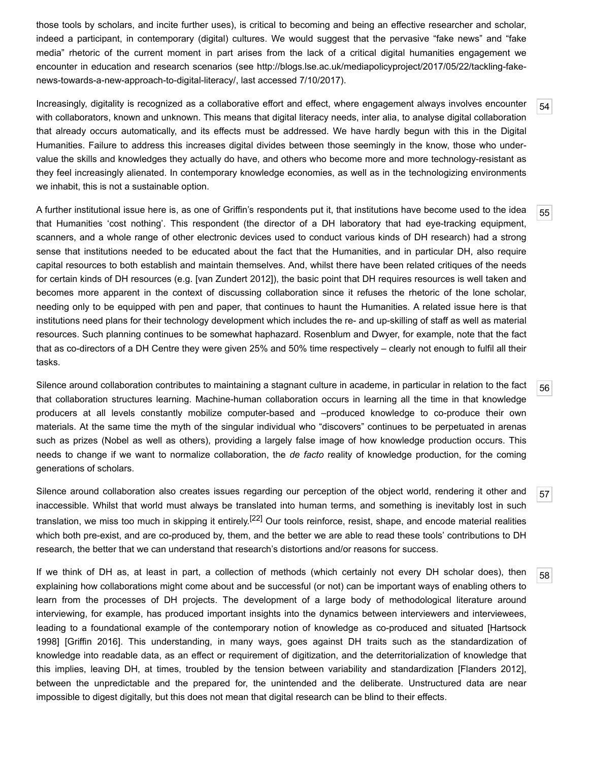those tools by scholars, and incite further uses), is critical to becoming and being an effective researcher and scholar, indeed a participant, in contemporary (digital) cultures. We would suggest that the pervasive "fake news" and "fake media" rhetoric of the current moment in part arises from the lack of a critical digital humanities engagement we encounter in education and research scenarios (see http://blogs.lse.ac.uk/mediapolicyproject/2017/05/22/tackling-fake-news-towards-a-new-approach-to-digital-literacy/, last accessed 7/10/2017).

54

Increasingly, digitality is recognized as a collaborative effort and effect, where engagement always involves encounter with collaborators, known and unknown. This means that digital literacy needs, inter alia, to analyse digital collaboration that already occurs automatically, and its effects must be addressed. We have hardly begun with this in the Digital Humanities. Failure to address this increases digital divides between those seemingly in the know, those who under-value the skills and knowledges they actually do have, and others who become more and more technology-resistant as they feel increasingly alienated. In contemporary knowledge economies, as well as in the technologizing environments we inhabit, this is not a sustainable option.

55

A further institutional issue here is, as one of Griffin's respondents put it, that institutions have become used to the idea that Humanities 'cost nothing'. This respondent (the director of a DH laboratory that had eye-tracking equipment, scanners, and a whole range of other electronic devices used to conduct various kinds of DH research) had a strong sense that institutions needed to be educated about the fact that the Humanities, and in particular DH, also require capital resources to both establish and maintain themselves. And, whilst there have been related critiques of the needs for certain kinds of DH resources (e.g. [van Zundert 2012]), the basic point that DH requires resources is well taken and becomes more apparent in the context of discussing collaboration since it refuses the rhetoric of the lone scholar, needing only to be equipped with pen and paper, that continues to haunt the Humanities. A related issue here is that institutions need plans for their technology development which includes the re- and up-skilling of staff as well as material resources. Such planning continues to be somewhat haphazard. Rosenblum and Dwyer, for example, note that the fact that as co-directors of a DH Centre they were given 25% and 50% time respectively – clearly not enough to fulfil all their tasks.

56

Silence around collaboration contributes to maintaining a stagnant culture in academe, in particular in relation to the fact that collaboration structures learning. Machine-human collaboration occurs in learning all the time in that knowledge producers at all levels constantly mobilize computer-based and –produced knowledge to co-produce their own materials. At the same time the myth of the singular individual who "discovers" continues to be perpetuated in arenas such as prizes (Nobel as well as others), providing a largely false image of how knowledge production occurs. This needs to change if we want to normalize collaboration, the *de facto* reality of knowledge production, for the coming generations of scholars.

57

Silence around collaboration also creates issues regarding our perception of the object world, rendering it other and inaccessible. Whilst that world must always be translated into human terms, and something is inevitably lost in such translation, we miss too much in skipping it entirely.[22] Our tools reinforce, resist, shape, and encode material realities which both pre-exist, and are co-produced by, them, and the better we are able to read these tools' contributions to DH research, the better that we can understand that research's distortions and/or reasons for success.

58

If we think of DH as, at least in part, a collection of methods (which certainly not every DH scholar does), then explaining how collaborations might come about and be successful (or not) can be important ways of enabling others to learn from the processes of DH projects. The development of a large body of methodological literature around interviewing, for example, has produced important insights into the dynamics between interviewers and interviewees, leading to a foundational example of the contemporary notion of knowledge as co-produced and situated [Hartsock 1998] [Griffin 2016]. This understanding, in many ways, goes against DH traits such as the standardization of knowledge into readable data, as an effect or requirement of digitization, and the deterritorialization of knowledge that this implies, leaving DH, at times, troubled by the tension between variability and standardization [Flanders 2012], between the unpredictable and the prepared for, the unintended and the deliberate. Unstructured data are near impossible to digest digitally, but this does not mean that digital research can be blind to their effects.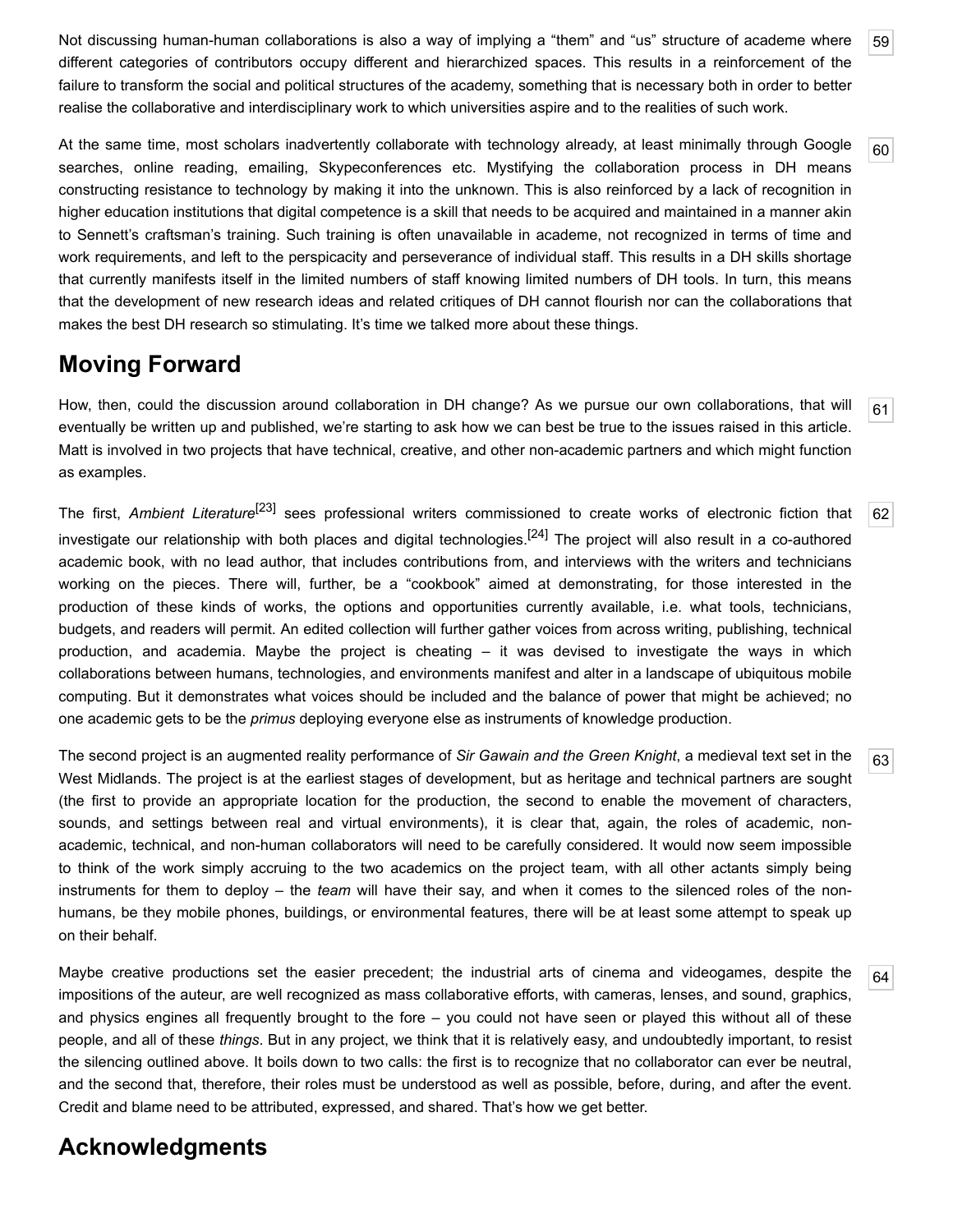Not discussing human-human collaborations is also a way of implying a “them” and “us” structure of academe where different categories of contributors occupy different and hierarchized spaces. This results in a reinforcement of the failure to transform the social and political structures of the academy, something that is necessary both in order to better realise the collaborative and interdisciplinary work to which universities aspire and to the realities of such work.

At the same time, most scholars inadvertently collaborate with technology already, at least minimally through Google searches, online reading, emailing, Skypeconferences etc. Mystifying the collaboration process in DH means constructing resistance to technology by making it into the unknown. This is also reinforced by a lack of recognition in higher education institutions that digital competence is a skill that needs to be acquired and maintained in a manner akin to Sennett’s craftsman’s training. Such training is often unavailable in academe, not recognized in terms of time and work requirements, and left to the perspicacity and perseverance of individual staff. This results in a DH skills shortage that currently manifests itself in the limited numbers of staff knowing limited numbers of DH tools. In turn, this means that the development of new research ideas and related critiques of DH cannot flourish nor can the collaborations that makes the best DH research so stimulating. It’s time we talked more about these things.

## Moving Forward

How, then, could the discussion around collaboration in DH change? As we pursue our own collaborations, that will eventually be written up and published, we’re starting to ask how we can best be true to the issues raised in this article. Matt is involved in two projects that have technical, creative, and other non-academic partners and which might function as examples.

The first, *Ambient Literature*[23] sees professional writers commissioned to create works of electronic fiction that investigate our relationship with both places and digital technologies.[24] The project will also result in a co-authored academic book, with no lead author, that includes contributions from, and interviews with the writers and technicians working on the pieces. There will, further, be a “cookbook” aimed at demonstrating, for those interested in the production of these kinds of works, the options and opportunities currently available, i.e. what tools, technicians, budgets, and readers will permit. An edited collection will further gather voices from across writing, publishing, technical production, and academia. Maybe the project is cheating – it was devised to investigate the ways in which collaborations between humans, technologies, and environments manifest and alter in a landscape of ubiquitous mobile computing. But it demonstrates what voices should be included and the balance of power that might be achieved; no one academic gets to be the *primus* deploying everyone else as instruments of knowledge production.

The second project is an augmented reality performance of *Sir Gawain and the Green Knight*, a medieval text set in the West Midlands. The project is at the earliest stages of development, but as heritage and technical partners are sought (the first to provide an appropriate location for the production, the second to enable the movement of characters, sounds, and settings between real and virtual environments), it is clear that, again, the roles of academic, non-academic, technical, and non-human collaborators will need to be carefully considered. It would now seem impossible to think of the work simply accruing to the two academics on the project team, with all other actants simply being instruments for them to deploy – the *team* will have their say, and when it comes to the silenced roles of the non-humans, be they mobile phones, buildings, or environmental features, there will be at least some attempt to speak up on their behalf.

Maybe creative productions set the easier precedent; the industrial arts of cinema and videogames, despite the impositions of the auteur, are well recognized as mass collaborative efforts, with cameras, lenses, and sound, graphics, and physics engines all frequently brought to the fore – you could not have seen or played this without all of these people, and all of these *things*. But in any project, we think that it is relatively easy, and undoubtedly important, to resist the silencing outlined above. It boils down to two calls: the first is to recognize that no collaborator can ever be neutral, and the second that, therefore, their roles must be understood as well as possible, before, during, and after the event. Credit and blame need to be attributed, expressed, and shared. That’s how we get better.

## Acknowledgments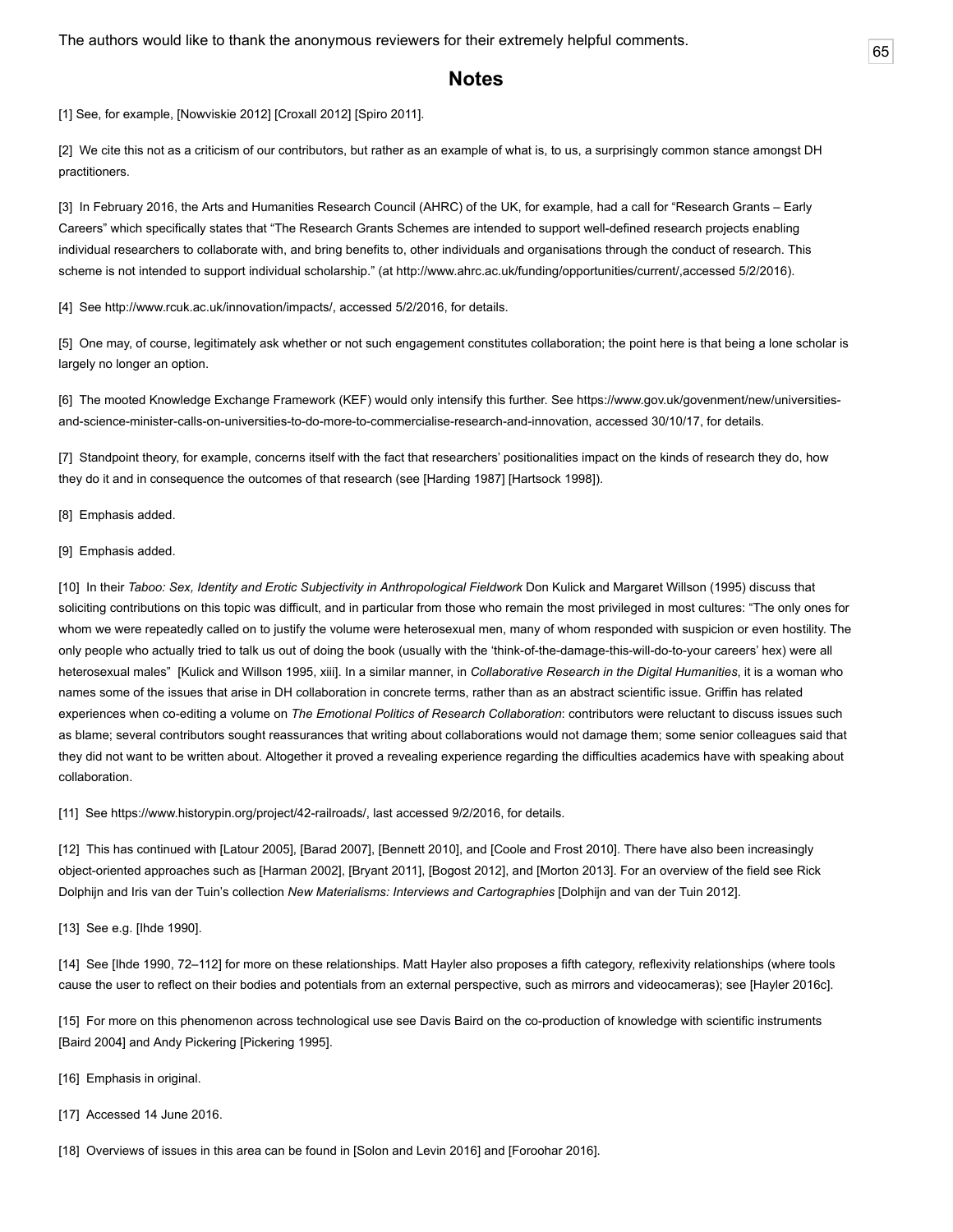The authors would like to thank the anonymous reviewers for their extremely helpful comments.

## Notes

[1] See, for example, [Nowviskie 2012] [Croxall 2012] [Spiro 2011].

[2] We cite this not as a criticism of our contributors, but rather as an example of what is, to us, a surprisingly common stance amongst DH practitioners.

[3] In February 2016, the Arts and Humanities Research Council (AHRC) of the UK, for example, had a call for "Research Grants – Early Careers" which specifically states that "The Research Grants Schemes are intended to support well-defined research projects enabling individual researchers to collaborate with, and bring benefits to, other individuals and organisations through the conduct of research. This scheme is not intended to support individual scholarship." (at http://www.ahrc.ac.uk/funding/opportunities/current/,accessed 5/2/2016).

[4] See http://www.rcuk.ac.uk/innovation/impacts/, accessed 5/2/2016, for details.

[5] One may, of course, legitimately ask whether or not such engagement constitutes collaboration; the point here is that being a lone scholar is largely no longer an option.

[6] The mooted Knowledge Exchange Framework (KEF) would only intensify this further. See https://www.gov.uk/govenment/new/universities-and-science-minister-calls-on-universities-to-do-more-to-commercialise-research-and-innovation, accessed 30/10/17, for details.

[7] Standpoint theory, for example, concerns itself with the fact that researchers' positionalities impact on the kinds of research they do, how they do it and in consequence the outcomes of that research (see [Harding 1987] [Hartsock 1998]).

[8] Emphasis added.

[9] Emphasis added.

[10] In their *Taboo: Sex, Identity and Erotic Subjectivity in Anthropological Fieldwork* Don Kulick and Margaret Willson (1995) discuss that soliciting contributions on this topic was difficult, and in particular from those who remain the most privileged in most cultures: "The only ones for whom we were repeatedly called on to justify the volume were heterosexual men, many of whom responded with suspicion or even hostility. The only people who actually tried to talk us out of doing the book (usually with the 'think-of-the-damage-this-will-do-to-your careers' hex) were all heterosexual males" [Kulick and Willson 1995, xiii]. In a similar manner, in *Collaborative Research in the Digital Humanities*, it is a woman who names some of the issues that arise in DH collaboration in concrete terms, rather than as an abstract scientific issue. Griffin has related experiences when co-editing a volume on *The Emotional Politics of Research Collaboration*: contributors were reluctant to discuss issues such as blame; several contributors sought reassurances that writing about collaborations would not damage them; some senior colleagues said that they did not want to be written about. Altogether it proved a revealing experience regarding the difficulties academics have with speaking about collaboration.

[11] See https://www.historypin.org/project/42-railroads/, last accessed 9/2/2016, for details.

[12] This has continued with [Latour 2005], [Barad 2007], [Bennett 2010], and [Coole and Frost 2010]. There have also been increasingly object-oriented approaches such as [Harman 2002], [Bryant 2011], [Bogost 2012], and [Morton 2013]. For an overview of the field see Rick Dolphijn and Iris van der Tuin's collection *New Materialisms: Interviews and Cartographies* [Dolphijn and van der Tuin 2012].

[13] See e.g. [Ihde 1990].

[14] See [Ihde 1990, 72–112] for more on these relationships. Matt Hayler also proposes a fifth category, reflexivity relationships (where tools cause the user to reflect on their bodies and potentials from an external perspective, such as mirrors and videocameras); see [Hayler 2016c].

[15] For more on this phenomenon across technological use see Davis Baird on the co-production of knowledge with scientific instruments [Baird 2004] and Andy Pickering [Pickering 1995].

[16] Emphasis in original.

[17] Accessed 14 June 2016.

[18] Overviews of issues in this area can be found in [Solon and Levin 2016] and [Foroohar 2016].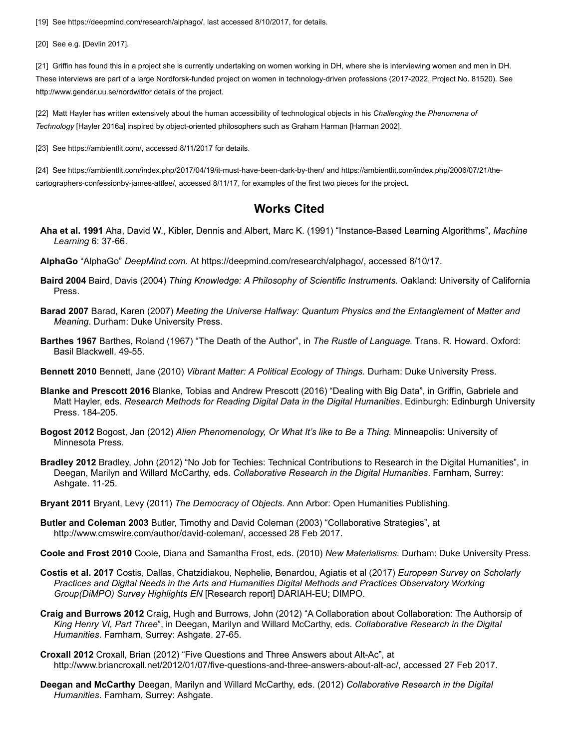[19] See https://deepmind.com/research/alphago/, last accessed 8/10/2017, for details.

[20] See e.g. [Devlin 2017].

[21] Griffin has found this in a project she is currently undertaking on women working in DH, where she is interviewing women and men in DH. These interviews are part of a large Nordforsk-funded project on women in technology-driven professions (2017-2022, Project No. 81520). See http://www.gender.uu.se/nordwitfor details of the project.

[22] Matt Hayler has written extensively about the human accessibility of technological objects in his *Challenging the Phenomena of Technology* [Hayler 2016a] inspired by object-oriented philosophers such as Graham Harman [Harman 2002].

[23] See https://ambientlit.com/, accessed 8/11/2017 for details.

[24] See https://ambientlit.com/index.php/2017/04/19/it-must-have-been-dark-by-then/ and https://ambientlit.com/index.php/2006/07/21/the-cartographers-confessionby-james-attlee/, accessed 8/11/17, for examples of the first two pieces for the project.

## Works Cited

**Aha et al. 1991** Aha, David W., Kibler, Dennis and Albert, Marc K. (1991) “Instance-Based Learning Algorithms”, *Machine Learning* 6: 37-66.

**AlphaGo** “AlphaGo” *DeepMind.com*. At https://deepmind.com/research/alphago/, accessed 8/10/17.

**Baird 2004** Baird, Davis (2004) *Thing Knowledge: A Philosophy of Scientific Instruments.* Oakland: University of California Press.

**Barad 2007** Barad, Karen (2007) *Meeting the Universe Halfway: Quantum Physics and the Entanglement of Matter and Meaning*. Durham: Duke University Press.

**Barthes 1967** Barthes, Roland (1967) “The Death of the Author”, in *The Rustle of Language.* Trans. R. Howard. Oxford: Basil Blackwell. 49-55.

**Bennett 2010** Bennett, Jane (2010) *Vibrant Matter: A Political Ecology of Things.* Durham: Duke University Press.

**Blanke and Prescott 2016** Blanke, Tobias and Andrew Prescott (2016) “Dealing with Big Data”, in Griffin, Gabriele and Matt Hayler, eds. *Research Methods for Reading Digital Data in the Digital Humanities*. Edinburgh: Edinburgh University Press. 184-205.

**Bogost 2012** Bogost, Jan (2012) *Alien Phenomenology, Or What It’s like to Be a Thing.* Minneapolis: University of Minnesota Press.

**Bradley 2012** Bradley, John (2012) “No Job for Techies: Technical Contributions to Research in the Digital Humanities”, in Deegan, Marilyn and Willard McCarthy, eds. *Collaborative Research in the Digital Humanities*. Farnham, Surrey: Ashgate. 11-25.

**Bryant 2011** Bryant, Levy (2011) *The Democracy of Objects*. Ann Arbor: Open Humanities Publishing.

**Butler and Coleman 2003** Butler, Timothy and David Coleman (2003) “Collaborative Strategies”, at http://www.cmswire.com/author/david-coleman/, accessed 28 Feb 2017.

**Coole and Frost 2010** Coole, Diana and Samantha Frost, eds. (2010) *New Materialisms*. Durham: Duke University Press.

**Costis et al. 2017** Costis, Dallas, Chatzidiakou, Nephelie, Benardou, Agiatis et al (2017) *European Survey on Scholarly Practices and Digital Needs in the Arts and Humanities Digital Methods and Practices Observatory Working Group(DiMPO) Survey Highlights EN* [Research report] DARIAH-EU; DIMPO.

**Craig and Burrows 2012** Craig, Hugh and Burrows, John (2012) “A Collaboration about Collaboration: The Authorsip of *King Henry VI, Part Three*”, in Deegan, Marilyn and Willard McCarthy, eds. *Collaborative Research in the Digital Humanities*. Farnham, Surrey: Ashgate. 27-65.

**Croxall 2012** Croxall, Brian (2012) “Five Questions and Three Answers about Alt-Ac”, at http://www.briancroxall.net/2012/01/07/five-questions-and-three-answers-about-alt-ac/, accessed 27 Feb 2017.

**Deegan and McCarthy** Deegan, Marilyn and Willard McCarthy, eds. (2012) *Collaborative Research in the Digital Humanities*. Farnham, Surrey: Ashgate.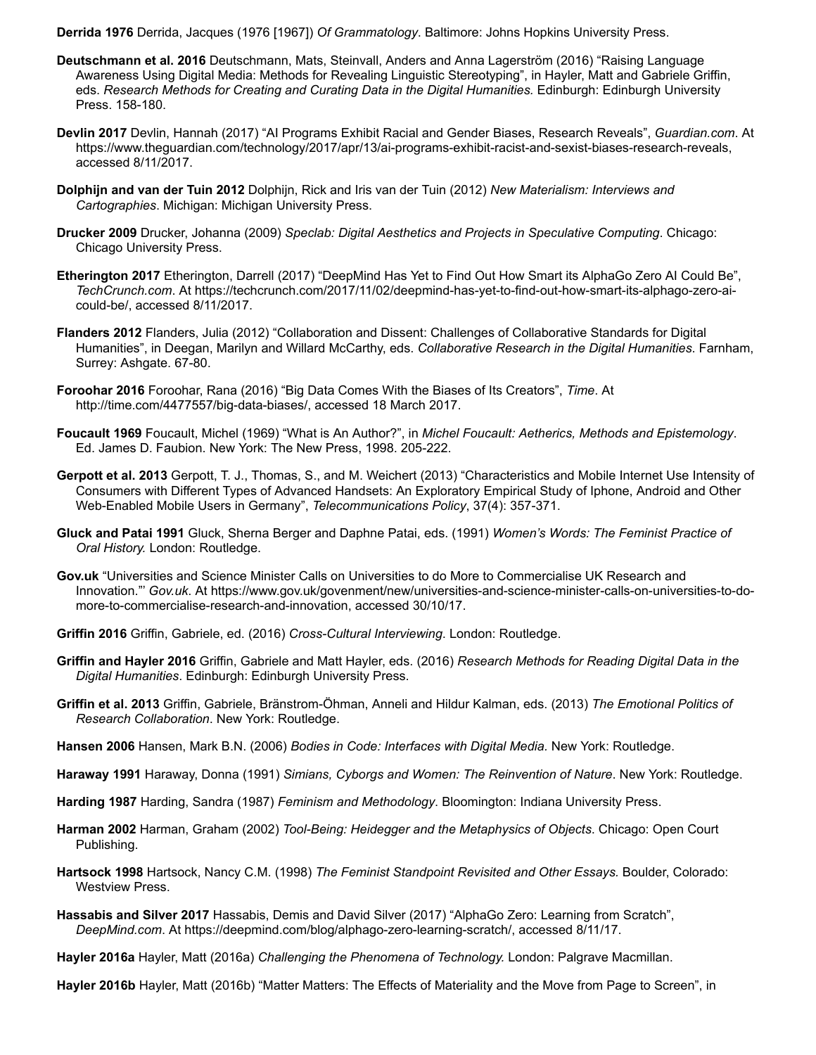**Derrida 1976** Derrida, Jacques (1976 [1967]) *Of Grammatology*. Baltimore: Johns Hopkins University Press.

**Deutschmann et al. 2016** Deutschmann, Mats, Steinvall, Anders and Anna Lagerström (2016) "Raising Language Awareness Using Digital Media: Methods for Revealing Linguistic Stereotyping", in Hayler, Matt and Gabriele Griffin, eds. *Research Methods for Creating and Curating Data in the Digital Humanities.* Edinburgh: Edinburgh University Press. 158-180.

**Devlin 2017** Devlin, Hannah (2017) "AI Programs Exhibit Racial and Gender Biases, Research Reveals", *Guardian.com*. At https://www.theguardian.com/technology/2017/apr/13/ai-programs-exhibit-racist-and-sexist-biases-research-reveals, accessed 8/11/2017.

**Dolphijn and van der Tuin 2012** Dolphijn, Rick and Iris van der Tuin (2012) *New Materialism: Interviews and Cartographies*. Michigan: Michigan University Press.

**Drucker 2009** Drucker, Johanna (2009) *Speclab: Digital Aesthetics and Projects in Speculative Computing*. Chicago: Chicago University Press.

**Etherington 2017** Etherington, Darrell (2017) "DeepMind Has Yet to Find Out How Smart its AlphaGo Zero AI Could Be", *TechCrunch.com*. At https://techcrunch.com/2017/11/02/deepmind-has-yet-to-find-out-how-smart-its-alphago-zero-ai-could-be/, accessed 8/11/2017.

**Flanders 2012** Flanders, Julia (2012) "Collaboration and Dissent: Challenges of Collaborative Standards for Digital Humanities", in Deegan, Marilyn and Willard McCarthy, eds. *Collaborative Research in the Digital Humanities*. Farnham, Surrey: Ashgate. 67-80.

**Foroohar 2016** Foroohar, Rana (2016) "Big Data Comes With the Biases of Its Creators", *Time*. At http://time.com/4477557/big-data-biases/, accessed 18 March 2017.

**Foucault 1969** Foucault, Michel (1969) "What is An Author?", in *Michel Foucault: Aetherics, Methods and Epistemology*. Ed. James D. Faubion. New York: The New Press, 1998. 205-222.

**Gerpott et al. 2013** Gerpott, T. J., Thomas, S., and M. Weichert (2013) "Characteristics and Mobile Internet Use Intensity of Consumers with Different Types of Advanced Handsets: An Exploratory Empirical Study of Iphone, Android and Other Web-Enabled Mobile Users in Germany", *Telecommunications Policy*, 37(4): 357-371.

**Gluck and Patai 1991** Gluck, Sherna Berger and Daphne Patai, eds. (1991) *Women's Words: The Feminist Practice of Oral History.* London: Routledge.

**Gov.uk** "Universities and Science Minister Calls on Universities to do More to Commercialise UK Research and Innovation."' *Gov.uk*. At https://www.gov.uk/govenment/new/universities-and-science-minister-calls-on-universities-to-do-more-to-commercialise-research-and-innovation, accessed 30/10/17.

**Griffin 2016** Griffin, Gabriele, ed. (2016) *Cross-Cultural Interviewing*. London: Routledge.

**Griffin and Hayler 2016** Griffin, Gabriele and Matt Hayler, eds. (2016) *Research Methods for Reading Digital Data in the Digital Humanities*. Edinburgh: Edinburgh University Press.

**Griffin et al. 2013** Griffin, Gabriele, Bränstrom-Öhman, Anneli and Hildur Kalman, eds. (2013) *The Emotional Politics of Research Collaboration*. New York: Routledge.

**Hansen 2006** Hansen, Mark B.N. (2006) *Bodies in Code: Interfaces with Digital Media.* New York: Routledge.

**Haraway 1991** Haraway, Donna (1991) *Simians, Cyborgs and Women: The Reinvention of Nature*. New York: Routledge.

**Harding 1987** Harding, Sandra (1987) *Feminism and Methodology*. Bloomington: Indiana University Press.

**Harman 2002** Harman, Graham (2002) *Tool-Being: Heidegger and the Metaphysics of Objects*. Chicago: Open Court Publishing.

**Hartsock 1998** Hartsock, Nancy C.M. (1998) *The Feminist Standpoint Revisited and Other Essays.* Boulder, Colorado: Westview Press.

**Hassabis and Silver 2017** Hassabis, Demis and David Silver (2017) "AlphaGo Zero: Learning from Scratch", *DeepMind.com*. At https://deepmind.com/blog/alphago-zero-learning-scratch/, accessed 8/11/17.

**Hayler 2016a** Hayler, Matt (2016a) *Challenging the Phenomena of Technology.* London: Palgrave Macmillan.

**Hayler 2016b** Hayler, Matt (2016b) "Matter Matters: The Effects of Materiality and the Move from Page to Screen", in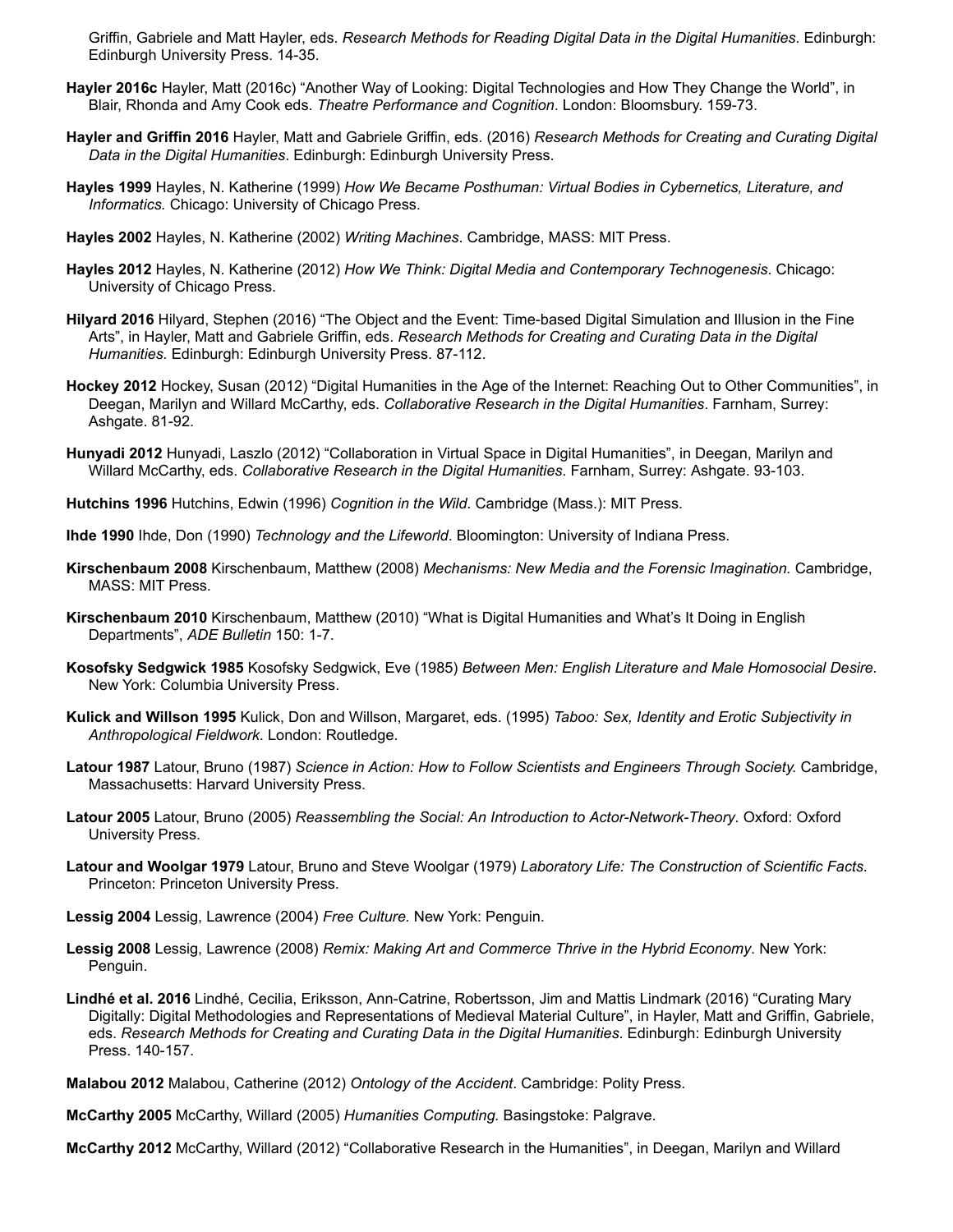Griffin, Gabriele and Matt Hayler, eds. *Research Methods for Reading Digital Data in the Digital Humanities*. Edinburgh: Edinburgh University Press. 14-35.

**Hayler 2016c** Hayler, Matt (2016c) "Another Way of Looking: Digital Technologies and How They Change the World", in Blair, Rhonda and Amy Cook eds. *Theatre Performance and Cognition*. London: Bloomsbury. 159-73.

**Hayler and Griffin 2016** Hayler, Matt and Gabriele Griffin, eds. (2016) *Research Methods for Creating and Curating Digital Data in the Digital Humanities*. Edinburgh: Edinburgh University Press.

**Hayles 1999** Hayles, N. Katherine (1999) *How We Became Posthuman: Virtual Bodies in Cybernetics, Literature, and Informatics.* Chicago: University of Chicago Press.

**Hayles 2002** Hayles, N. Katherine (2002) *Writing Machines*. Cambridge, MASS: MIT Press.

**Hayles 2012** Hayles, N. Katherine (2012) *How We Think: Digital Media and Contemporary Technogenesis*. Chicago: University of Chicago Press.

**Hilyard 2016** Hilyard, Stephen (2016) "The Object and the Event: Time-based Digital Simulation and Illusion in the Fine Arts", in Hayler, Matt and Gabriele Griffin, eds. *Research Methods for Creating and Curating Data in the Digital Humanities*. Edinburgh: Edinburgh University Press. 87-112.

**Hockey 2012** Hockey, Susan (2012) "Digital Humanities in the Age of the Internet: Reaching Out to Other Communities", in Deegan, Marilyn and Willard McCarthy, eds. *Collaborative Research in the Digital Humanities*. Farnham, Surrey: Ashgate. 81-92.

**Hunyadi 2012** Hunyadi, Laszlo (2012) "Collaboration in Virtual Space in Digital Humanities", in Deegan, Marilyn and Willard McCarthy, eds. *Collaborative Research in the Digital Humanities*. Farnham, Surrey: Ashgate. 93-103.

**Hutchins 1996** Hutchins, Edwin (1996) *Cognition in the Wild*. Cambridge (Mass.): MIT Press.

**Ihde 1990** Ihde, Don (1990) *Technology and the Lifeworld*. Bloomington: University of Indiana Press.

**Kirschenbaum 2008** Kirschenbaum, Matthew (2008) *Mechanisms: New Media and the Forensic Imagination.* Cambridge, MASS: MIT Press.

**Kirschenbaum 2010** Kirschenbaum, Matthew (2010) "What is Digital Humanities and What's It Doing in English Departments", *ADE Bulletin* 150: 1-7.

**Kosofsky Sedgwick 1985** Kosofsky Sedgwick, Eve (1985) *Between Men: English Literature and Male Homosocial Desire.* New York: Columbia University Press.

**Kulick and Willson 1995** Kulick, Don and Willson, Margaret, eds. (1995) *Taboo: Sex, Identity and Erotic Subjectivity in Anthropological Fieldwork*. London: Routledge.

**Latour 1987** Latour, Bruno (1987) *Science in Action: How to Follow Scientists and Engineers Through Society.* Cambridge, Massachusetts: Harvard University Press.

**Latour 2005** Latour, Bruno (2005) *Reassembling the Social: An Introduction to Actor-Network-Theory*. Oxford: Oxford University Press.

**Latour and Woolgar 1979** Latour, Bruno and Steve Woolgar (1979) *Laboratory Life: The Construction of Scientific Facts.* Princeton: Princeton University Press.

**Lessig 2004** Lessig, Lawrence (2004) *Free Culture.* New York: Penguin.

**Lessig 2008** Lessig, Lawrence (2008) *Remix: Making Art and Commerce Thrive in the Hybrid Economy*. New York: Penguin.

**Lindhé et al. 2016** Lindhé, Cecilia, Eriksson, Ann-Catrine, Robertsson, Jim and Mattis Lindmark (2016) "Curating Mary Digitally: Digital Methodologies and Representations of Medieval Material Culture", in Hayler, Matt and Griffin, Gabriele, eds. *Research Methods for Creating and Curating Data in the Digital Humanities*. Edinburgh: Edinburgh University Press. 140-157.

**Malabou 2012** Malabou, Catherine (2012) *Ontology of the Accident*. Cambridge: Polity Press.

**McCarthy 2005** McCarthy, Willard (2005) *Humanities Computing.* Basingstoke: Palgrave.

**McCarthy 2012** McCarthy, Willard (2012) "Collaborative Research in the Humanities", in Deegan, Marilyn and Willard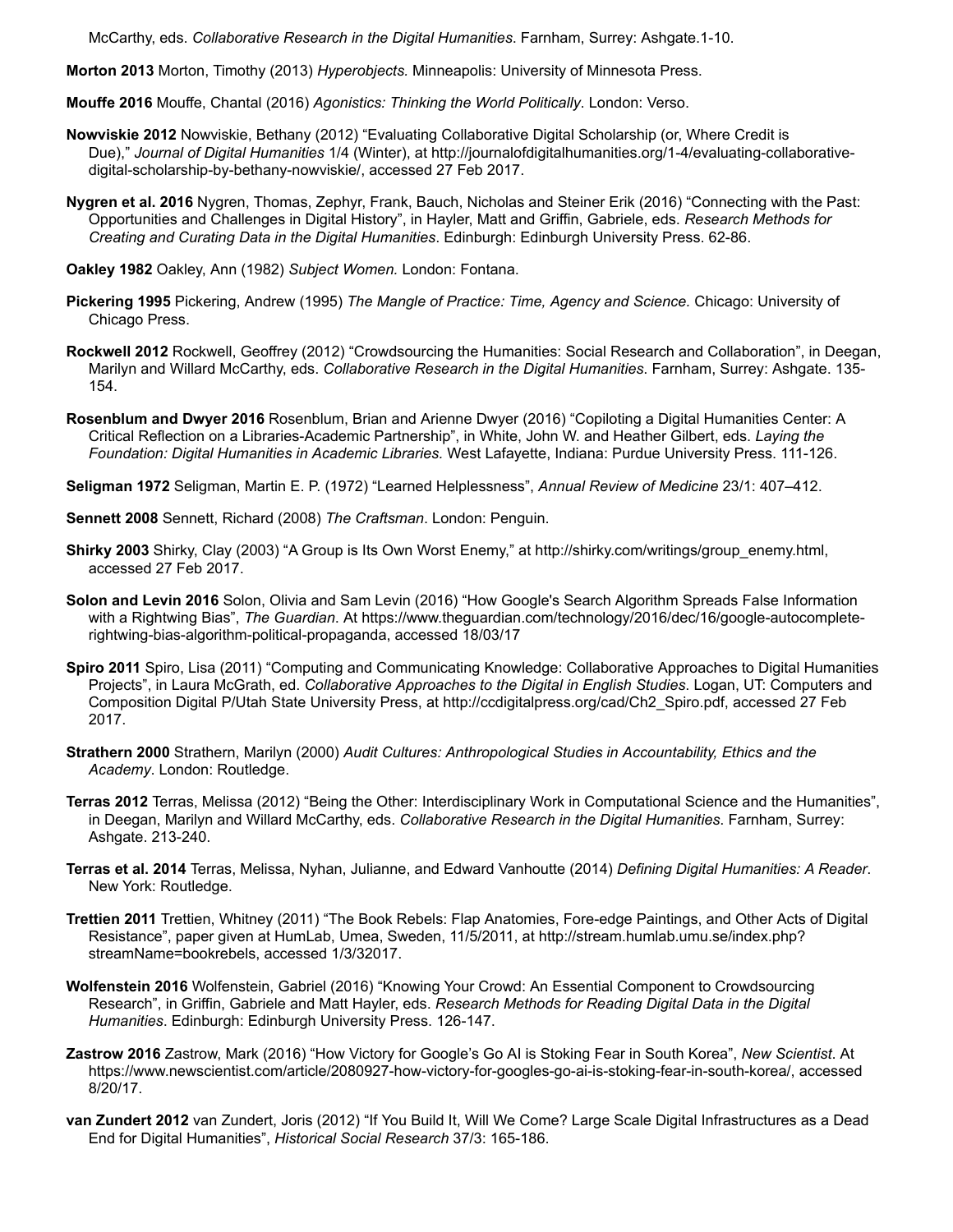McCarthy, eds. *Collaborative Research in the Digital Humanities*. Farnham, Surrey: Ashgate.1-10.

**Morton 2013** Morton, Timothy (2013) *Hyperobjects.* Minneapolis: University of Minnesota Press.

**Mouffe 2016** Mouffe, Chantal (2016) *Agonistics: Thinking the World Politically*. London: Verso.

**Nowviskie 2012** Nowviskie, Bethany (2012) "Evaluating Collaborative Digital Scholarship (or, Where Credit is Due)," *Journal of Digital Humanities* 1/4 (Winter), at http://journalofdigitalhumanities.org/1-4/evaluating-collaborative-digital-scholarship-by-bethany-nowviskie/, accessed 27 Feb 2017.

**Nygren et al. 2016** Nygren, Thomas, Zephyr, Frank, Bauch, Nicholas and Steiner Erik (2016) "Connecting with the Past: Opportunities and Challenges in Digital History", in Hayler, Matt and Griffin, Gabriele, eds. *Research Methods for Creating and Curating Data in the Digital Humanities*. Edinburgh: Edinburgh University Press. 62-86.

**Oakley 1982** Oakley, Ann (1982) *Subject Women.* London: Fontana.

**Pickering 1995** Pickering, Andrew (1995) *The Mangle of Practice: Time, Agency and Science.* Chicago: University of Chicago Press.

**Rockwell 2012** Rockwell, Geoffrey (2012) "Crowdsourcing the Humanities: Social Research and Collaboration", in Deegan, Marilyn and Willard McCarthy, eds. *Collaborative Research in the Digital Humanities*. Farnham, Surrey: Ashgate. 135-154.

**Rosenblum and Dwyer 2016** Rosenblum, Brian and Arienne Dwyer (2016) "Copiloting a Digital Humanities Center: A Critical Reflection on a Libraries-Academic Partnership", in White, John W. and Heather Gilbert, eds. *Laying the Foundation: Digital Humanities in Academic Libraries.* West Lafayette, Indiana: Purdue University Press. 111-126.

**Seligman 1972** Seligman, Martin E. P. (1972) "Learned Helplessness", *Annual Review of Medicine* 23/1: 407–412.

**Sennett 2008** Sennett, Richard (2008) *The Craftsman*. London: Penguin.

**Shirky 2003** Shirky, Clay (2003) "A Group is Its Own Worst Enemy," at http://shirky.com/writings/group_enemy.html, accessed 27 Feb 2017.

**Solon and Levin 2016** Solon, Olivia and Sam Levin (2016) "How Google's Search Algorithm Spreads False Information with a Rightwing Bias", *The Guardian*. At https://www.theguardian.com/technology/2016/dec/16/google-autocomplete-rightwing-bias-algorithm-political-propaganda, accessed 18/03/17

**Spiro 2011** Spiro, Lisa (2011) "Computing and Communicating Knowledge: Collaborative Approaches to Digital Humanities Projects", in Laura McGrath, ed. *Collaborative Approaches to the Digital in English Studies*. Logan, UT: Computers and Composition Digital P/Utah State University Press, at http://ccdigitalpress.org/cad/Ch2_Spiro.pdf, accessed 27 Feb 2017.

**Strathern 2000** Strathern, Marilyn (2000) *Audit Cultures: Anthropological Studies in Accountability, Ethics and the Academy*. London: Routledge.

**Terras 2012** Terras, Melissa (2012) "Being the Other: Interdisciplinary Work in Computational Science and the Humanities", in Deegan, Marilyn and Willard McCarthy, eds. *Collaborative Research in the Digital Humanities*. Farnham, Surrey: Ashgate. 213-240.

**Terras et al. 2014** Terras, Melissa, Nyhan, Julianne, and Edward Vanhoutte (2014) *Defining Digital Humanities: A Reader*. New York: Routledge.

**Trettien 2011** Trettien, Whitney (2011) "The Book Rebels: Flap Anatomies, Fore-edge Paintings, and Other Acts of Digital Resistance", paper given at HumLab, Umea, Sweden, 11/5/2011, at http://stream.humlab.umu.se/index.php?streamName=bookrebels, accessed 1/3/32017.

**Wolfenstein 2016** Wolfenstein, Gabriel (2016) "Knowing Your Crowd: An Essential Component to Crowdsourcing Research", in Griffin, Gabriele and Matt Hayler, eds. *Research Methods for Reading Digital Data in the Digital Humanities*. Edinburgh: Edinburgh University Press. 126-147.

**Zastrow 2016** Zastrow, Mark (2016) "How Victory for Google's Go AI is Stoking Fear in South Korea", *New Scientist*. At https://www.newscientist.com/article/2080927-how-victory-for-googles-go-ai-is-stoking-fear-in-south-korea/, accessed 8/20/17.

**van Zundert 2012** van Zundert, Joris (2012) "If You Build It, Will We Come? Large Scale Digital Infrastructures as a Dead End for Digital Humanities", *Historical Social Research* 37/3: 165-186.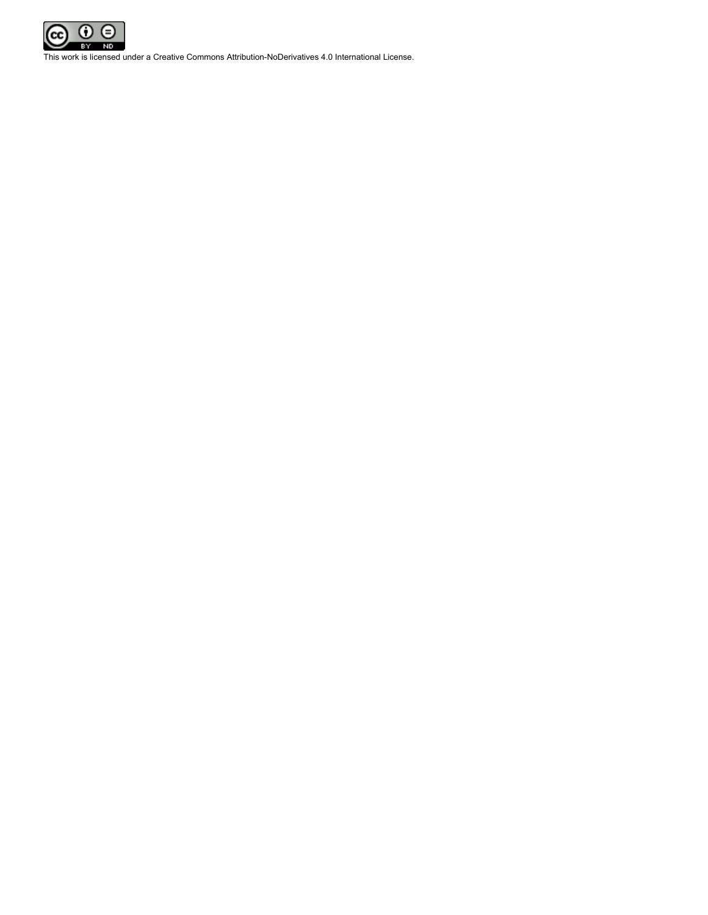This work is licensed under a Creative Commons Attribution-NoDerivatives 4.0 International License.